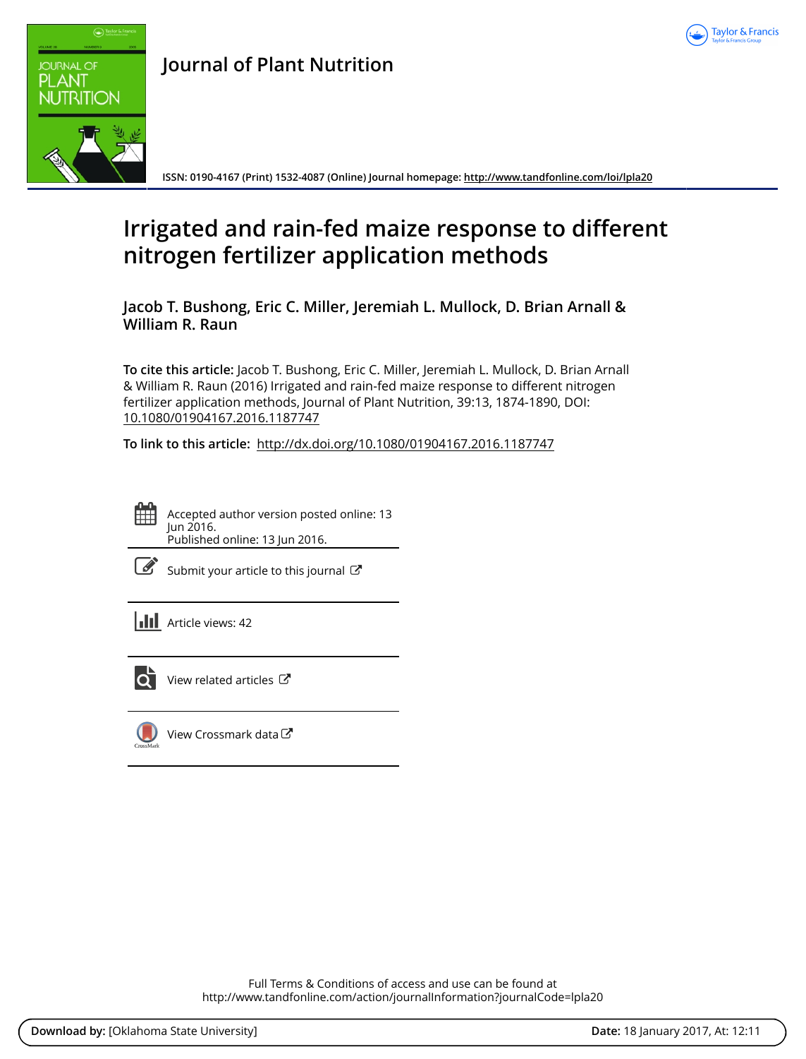# Journal of Plant Nutrition

ISSN: 0190-4167 (Print) 1532-4087 (Online) Journal homepage: http://www.tandfonline.com/loi/lpla20

# Irrigated and rain-fed maize response to different nitrogen fertilizer application methods

**Jacob T. Bushong, Eric C. Miller, Jeremiah L. Mullock, D. Brian Arnall & William R. Raun**

**To cite this article:** Jacob T. Bushong, Eric C. Miller, Jeremiah L. Mullock, D. Brian Arnall & William R. Raun (2016) Irrigated and rain-fed maize response to different nitrogen fertilizer application methods, Journal of Plant Nutrition, 39:13, 1874-1890, DOI: 10.1080/01904167.2016.1187747

**To link to this article:** http://dx.doi.org/10.1080/01904167.2016.1187747

Accepted author version posted online: 13 Jun 2016.
Published online: 13 Jun 2016.

Submit your article to this journal

Article views: 42

View related articles

View Crossmark data

Full Terms & Conditions of access and use can be found at
http://www.tandfonline.com/action/journalInformation?journalCode=lpla20

**Download by:** [Oklahoma State University] **Date:** 18 January 2017, At: 12:11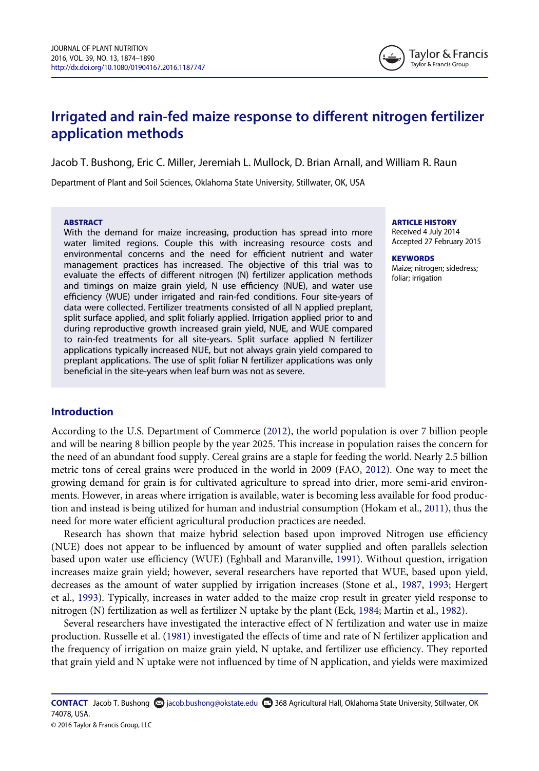# Irrigated and rain-fed maize response to different nitrogen fertilizer application methods

Jacob T. Bushong, Eric C. Miller, Jeremiah L. Mullock, D. Brian Arnall, and William R. Raun

Department of Plant and Soil Sciences, Oklahoma State University, Stillwater, OK, USA

**ABSTRACT**

With the demand for maize increasing, production has spread into more water limited regions. Couple this with increasing resource costs and environmental concerns and the need for efficient nutrient and water management practices has increased. The objective of this trial was to evaluate the effects of different nitrogen (N) fertilizer application methods and timings on maize grain yield, N use efficiency (NUE), and water use efficiency (WUE) under irrigated and rain-fed conditions. Four site-years of data were collected. Fertilizer treatments consisted of all N applied preplant, split surface applied, and split foliarly applied. Irrigation applied prior to and during reproductive growth increased grain yield, NUE, and WUE compared to rain-fed treatments for all site-years. Split surface applied N fertilizer applications typically increased NUE, but not always grain yield compared to preplant applications. The use of split foliar N fertilizer applications was only beneficial in the site-years when leaf burn was not as severe.

**ARTICLE HISTORY**

Received 4 July 2014
Accepted 27 February 2015

**KEYWORDS**

Maize; nitrogen; sidedress; foliar; irrigation

## Introduction

According to the U.S. Department of Commerce (2012), the world population is over 7 billion people and will be nearing 8 billion people by the year 2025. This increase in population raises the concern for the need of an abundant food supply. Cereal grains are a staple for feeding the world. Nearly 2.5 billion metric tons of cereal grains were produced in the world in 2009 (FAO, 2012). One way to meet the growing demand for grain is for cultivated agriculture to spread into drier, more semi-arid environments. However, in areas where irrigation is available, water is becoming less available for food production and instead is being utilized for human and industrial consumption (Hokam et al., 2011), thus the need for more water efficient agricultural production practices are needed.

Research has shown that maize hybrid selection based upon improved Nitrogen use efficiency (NUE) does not appear to be influenced by amount of water supplied and often parallels selection based upon water use efficiency (WUE) (Eghball and Maranville, 1991). Without question, irrigation increases maize grain yield; however, several researchers have reported that WUE, based upon yield, decreases as the amount of water supplied by irrigation increases (Stone et al., 1987, 1993; Hergert et al., 1993). Typically, increases in water added to the maize crop result in greater yield response to nitrogen (N) fertilization as well as fertilizer N uptake by the plant (Eck, 1984; Martin et al., 1982).

Several researchers have investigated the interactive effect of N fertilization and water use in maize production. Russelle et al. (1981) investigated the effects of time and rate of N fertilizer application and the frequency of irrigation on maize grain yield, N uptake, and fertilizer use efficiency. They reported that grain yield and N uptake were not influenced by time of N application, and yields were maximized

**CONTACT** Jacob T. Bushong jacob.bushong@okstate.edu 368 Agricultural Hall, Oklahoma State University, Stillwater, OK 74078, USA.

© 2016 Taylor & Francis Group, LLC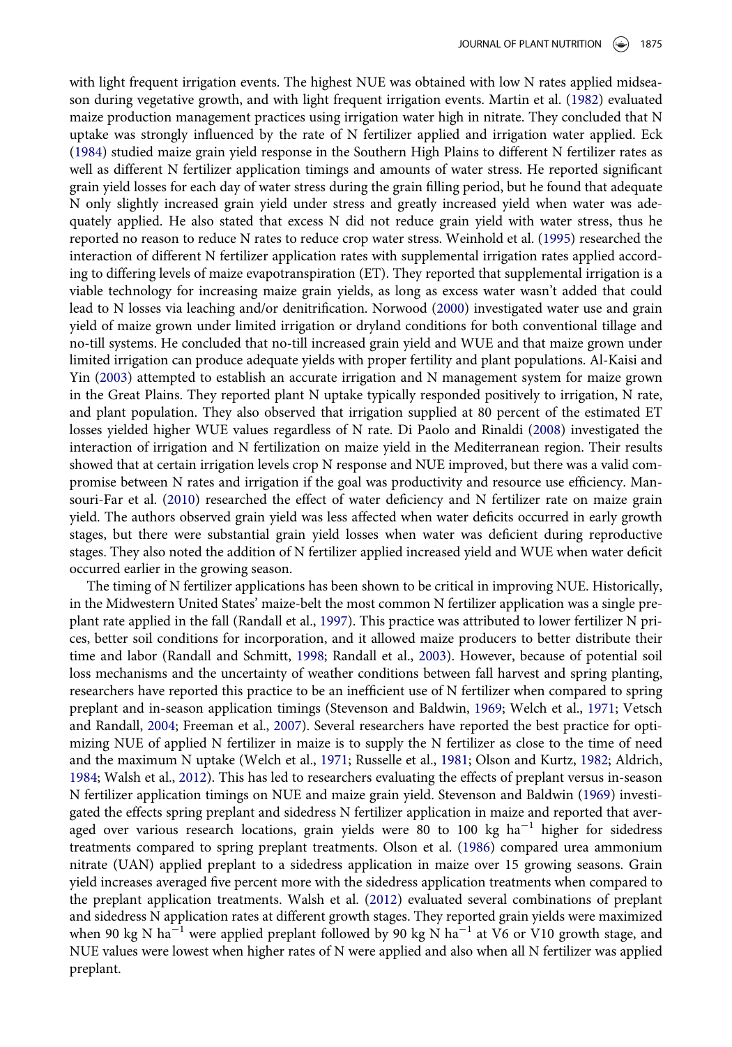with light frequent irrigation events. The highest NUE was obtained with low N rates applied midseason during vegetative growth, and with light frequent irrigation events. Martin et al. (1982) evaluated maize production management practices using irrigation water high in nitrate. They concluded that N uptake was strongly influenced by the rate of N fertilizer applied and irrigation water applied. Eck (1984) studied maize grain yield response in the Southern High Plains to different N fertilizer rates as well as different N fertilizer application timings and amounts of water stress. He reported significant grain yield losses for each day of water stress during the grain filling period, but he found that adequate N only slightly increased grain yield under stress and greatly increased yield when water was adequately applied. He also stated that excess N did not reduce grain yield with water stress, thus he reported no reason to reduce N rates to reduce crop water stress. Weinhold et al. (1995) researched the interaction of different N fertilizer application rates with supplemental irrigation rates applied according to differing levels of maize evapotranspiration (ET). They reported that supplemental irrigation is a viable technology for increasing maize grain yields, as long as excess water wasn't added that could lead to N losses via leaching and/or denitrification. Norwood (2000) investigated water use and grain yield of maize grown under limited irrigation or dryland conditions for both conventional tillage and no-till systems. He concluded that no-till increased grain yield and WUE and that maize grown under limited irrigation can produce adequate yields with proper fertility and plant populations. Al-Kaisi and Yin (2003) attempted to establish an accurate irrigation and N management system for maize grown in the Great Plains. They reported plant N uptake typically responded positively to irrigation, N rate, and plant population. They also observed that irrigation supplied at 80 percent of the estimated ET losses yielded higher WUE values regardless of N rate. Di Paolo and Rinaldi (2008) investigated the interaction of irrigation and N fertilization on maize yield in the Mediterranean region. Their results showed that at certain irrigation levels crop N response and NUE improved, but there was a valid compromise between N rates and irrigation if the goal was productivity and resource use efficiency. Mansouri-Far et al. (2010) researched the effect of water deficiency and N fertilizer rate on maize grain yield. The authors observed grain yield was less affected when water deficits occurred in early growth stages, but there were substantial grain yield losses when water was deficient during reproductive stages. They also noted the addition of N fertilizer applied increased yield and WUE when water deficit occurred earlier in the growing season.

The timing of N fertilizer applications has been shown to be critical in improving NUE. Historically, in the Midwestern United States' maize-belt the most common N fertilizer application was a single preplant rate applied in the fall (Randall et al., 1997). This practice was attributed to lower fertilizer N prices, better soil conditions for incorporation, and it allowed maize producers to better distribute their time and labor (Randall and Schmitt, 1998; Randall et al., 2003). However, because of potential soil loss mechanisms and the uncertainty of weather conditions between fall harvest and spring planting, researchers have reported this practice to be an inefficient use of N fertilizer when compared to spring preplant and in-season application timings (Stevenson and Baldwin, 1969; Welch et al., 1971; Vetsch and Randall, 2004; Freeman et al., 2007). Several researchers have reported the best practice for optimizing NUE of applied N fertilizer in maize is to supply the N fertilizer as close to the time of need and the maximum N uptake (Welch et al., 1971; Russelle et al., 1981; Olson and Kurtz, 1982; Aldrich, 1984; Walsh et al., 2012). This has led to researchers evaluating the effects of preplant versus in-season N fertilizer application timings on NUE and maize grain yield. Stevenson and Baldwin (1969) investigated the effects spring preplant and sidedress N fertilizer application in maize and reported that averaged over various research locations, grain yields were 80 to 100 kg ha$^{-1}$ higher for sidedress treatments compared to spring preplant treatments. Olson et al. (1986) compared urea ammonium nitrate (UAN) applied preplant to a sidedress application in maize over 15 growing seasons. Grain yield increases averaged five percent more with the sidedress application treatments when compared to the preplant application treatments. Walsh et al. (2012) evaluated several combinations of preplant and sidedress N application rates at different growth stages. They reported grain yields were maximized when 90 kg N ha$^{-1}$ were applied preplant followed by 90 kg N ha$^{-1}$ at V6 or V10 growth stage, and NUE values were lowest when higher rates of N were applied and also when all N fertilizer was applied preplant.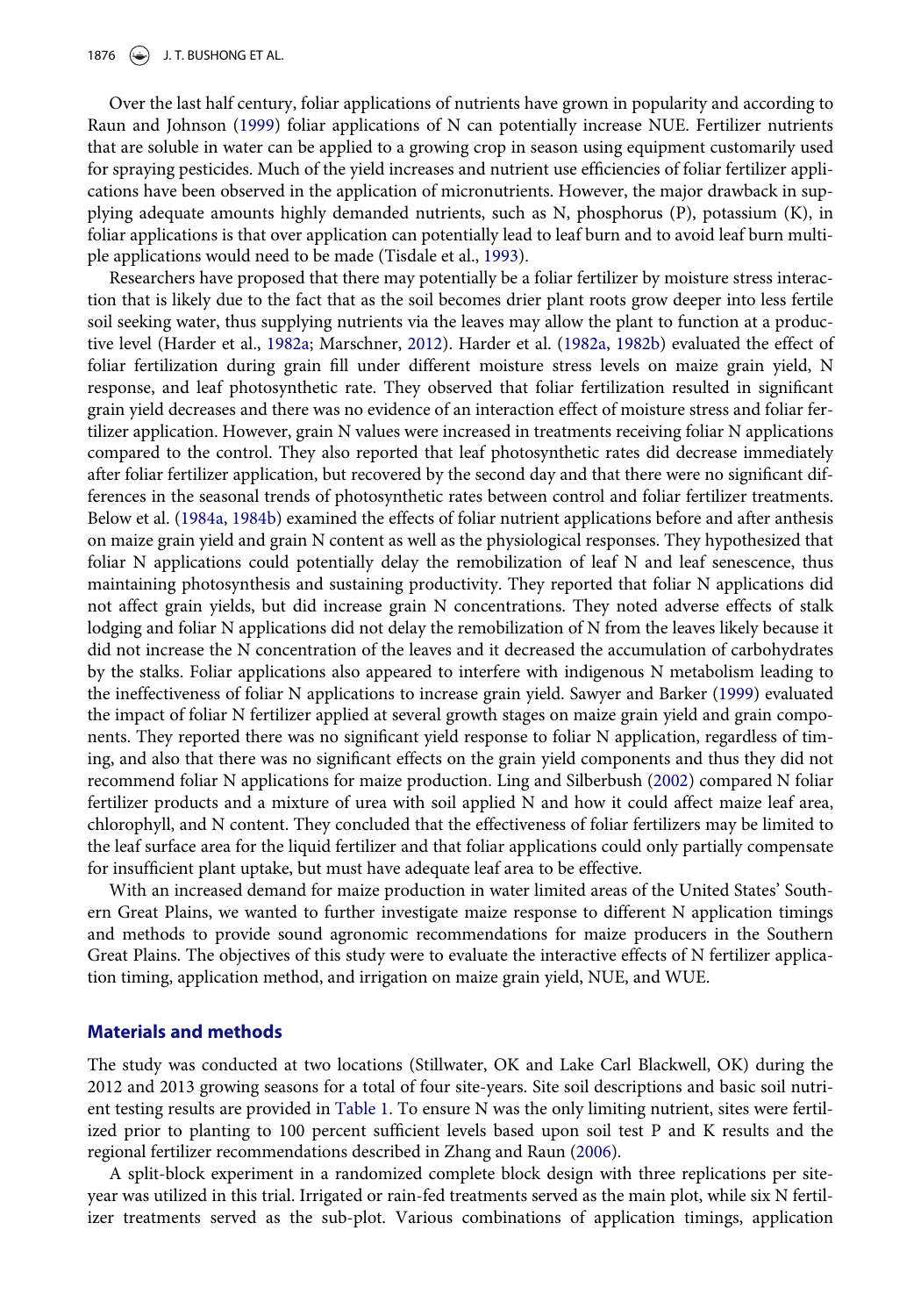Over the last half century, foliar applications of nutrients have grown in popularity and according to Raun and Johnson (1999) foliar applications of N can potentially increase NUE. Fertilizer nutrients that are soluble in water can be applied to a growing crop in season using equipment customarily used for spraying pesticides. Much of the yield increases and nutrient use efficiencies of foliar fertilizer applications have been observed in the application of micronutrients. However, the major drawback in supplying adequate amounts highly demanded nutrients, such as N, phosphorus (P), potassium (K), in foliar applications is that over application can potentially lead to leaf burn and to avoid leaf burn multiple applications would need to be made (Tisdale et al., 1993).

Researchers have proposed that there may potentially be a foliar fertilizer by moisture stress interaction that is likely due to the fact that as the soil becomes drier plant roots grow deeper into less fertile soil seeking water, thus supplying nutrients via the leaves may allow the plant to function at a productive level (Harder et al., 1982a; Marschner, 2012). Harder et al. (1982a, 1982b) evaluated the effect of foliar fertilization during grain fill under different moisture stress levels on maize grain yield, N response, and leaf photosynthetic rate. They observed that foliar fertilization resulted in significant grain yield decreases and there was no evidence of an interaction effect of moisture stress and foliar fertilizer application. However, grain N values were increased in treatments receiving foliar N applications compared to the control. They also reported that leaf photosynthetic rates did decrease immediately after foliar fertilizer application, but recovered by the second day and that there were no significant differences in the seasonal trends of photosynthetic rates between control and foliar fertilizer treatments. Below et al. (1984a, 1984b) examined the effects of foliar nutrient applications before and after anthesis on maize grain yield and grain N content as well as the physiological responses. They hypothesized that foliar N applications could potentially delay the remobilization of leaf N and leaf senescence, thus maintaining photosynthesis and sustaining productivity. They reported that foliar N applications did not affect grain yields, but did increase grain N concentrations. They noted adverse effects of stalk lodging and foliar N applications did not delay the remobilization of N from the leaves likely because it did not increase the N concentration of the leaves and it decreased the accumulation of carbohydrates by the stalks. Foliar applications also appeared to interfere with indigenous N metabolism leading to the ineffectiveness of foliar N applications to increase grain yield. Sawyer and Barker (1999) evaluated the impact of foliar N fertilizer applied at several growth stages on maize grain yield and grain components. They reported there was no significant yield response to foliar N application, regardless of timing, and also that there was no significant effects on the grain yield components and thus they did not recommend foliar N applications for maize production. Ling and Silberbush (2002) compared N foliar fertilizer products and a mixture of urea with soil applied N and how it could affect maize leaf area, chlorophyll, and N content. They concluded that the effectiveness of foliar fertilizers may be limited to the leaf surface area for the liquid fertilizer and that foliar applications could only partially compensate for insufficient plant uptake, but must have adequate leaf area to be effective.

With an increased demand for maize production in water limited areas of the United States' Southern Great Plains, we wanted to further investigate maize response to different N application timings and methods to provide sound agronomic recommendations for maize producers in the Southern Great Plains. The objectives of this study were to evaluate the interactive effects of N fertilizer application timing, application method, and irrigation on maize grain yield, NUE, and WUE.

## Materials and methods

The study was conducted at two locations (Stillwater, OK and Lake Carl Blackwell, OK) during the 2012 and 2013 growing seasons for a total of four site-years. Site soil descriptions and basic soil nutrient testing results are provided in Table 1. To ensure N was the only limiting nutrient, sites were fertilized prior to planting to 100 percent sufficient levels based upon soil test P and K results and the regional fertilizer recommendations described in Zhang and Raun (2006).

A split-block experiment in a randomized complete block design with three replications per site-year was utilized in this trial. Irrigated or rain-fed treatments served as the main plot, while six N fertilizer treatments served as the sub-plot. Various combinations of application timings, application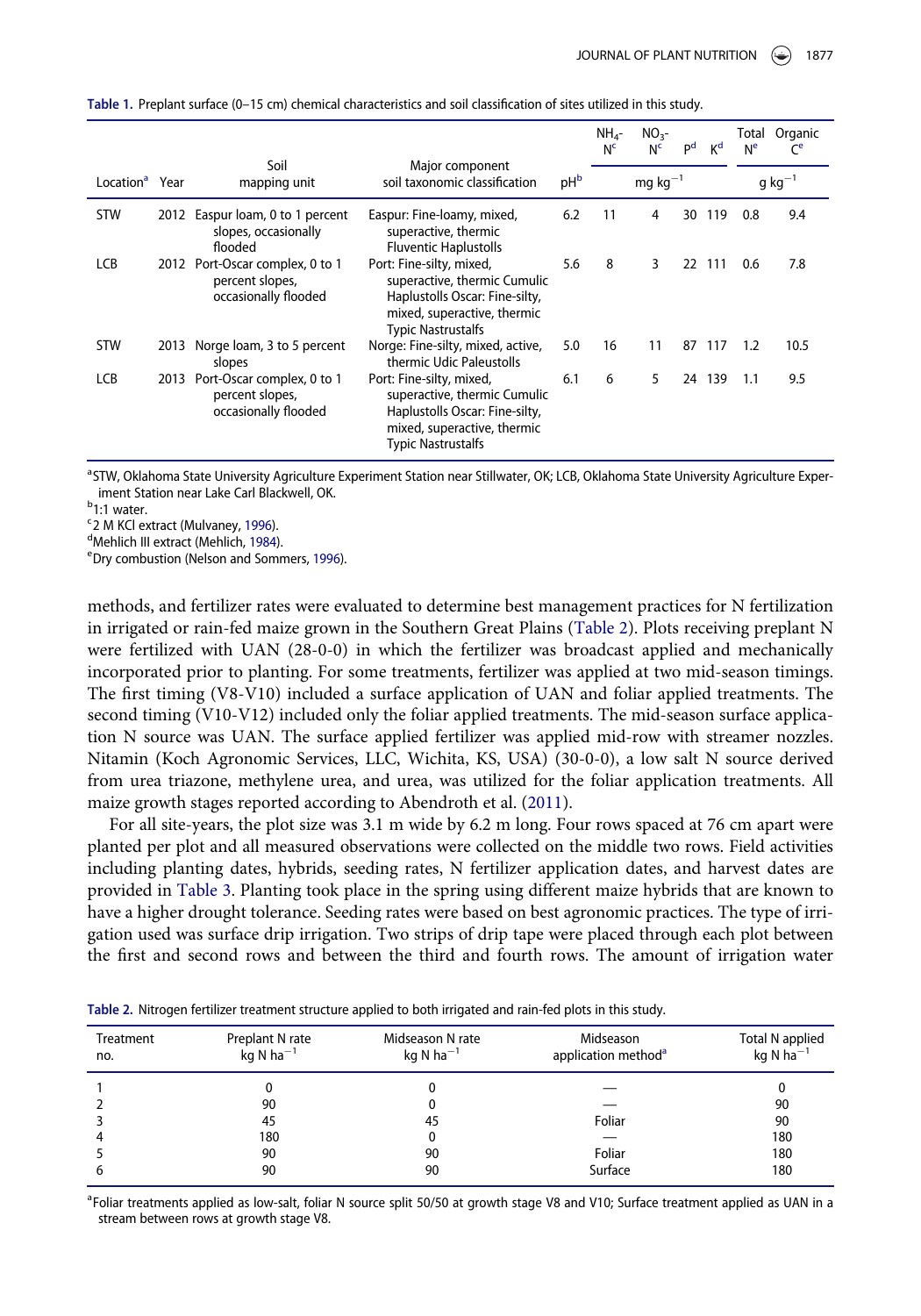**Table 1.** Preplant surface (0–15 cm) chemical characteristics and soil classification of sites utilized in this study.

| Location[a] | Year | Soil mapping unit | Major component soil taxonomic classification | pH[b] | $NH_4$-N[c] | $NO_3$-N[c] | P[d] | K[d] | Total N[e] | Organic C[e] |
|---|---|---|---|---|---|---|---|---|---|---|
| | | | | | mg kg$^{-1}$ | | | | g kg$^{-1}$ | |
| STW | 2012 | Easpur loam, 0 to 1 percent slopes, occasionally flooded | Easpur: Fine-loamy, mixed, superactive, thermic Fluventic Haplustolls | 6.2 | 11 | 4 | 30 | 119 | 0.8 | 9.4 |
| LCB | 2012 | Port-Oscar complex, 0 to 1 percent slopes, occasionally flooded | Port: Fine-silty, mixed, superactive, thermic Cumulic Haplustolls Oscar: Fine-silty, mixed, superactive, thermic Typic Nastrustalfs | 5.6 | 8 | 3 | 22 | 111 | 0.6 | 7.8 |
| STW | 2013 | Norge loam, 3 to 5 percent slopes | Norge: Fine-silty, mixed, active, thermic Udic Paleustolls | 5.0 | 16 | 11 | 87 | 117 | 1.2 | 10.5 |
| LCB | 2013 | Port-Oscar complex, 0 to 1 percent slopes, occasionally flooded | Port: Fine-silty, mixed, superactive, thermic Cumulic Haplustolls Oscar: Fine-silty, mixed, superactive, thermic Typic Nastrustalfs | 6.1 | 6 | 5 | 24 | 139 | 1.1 | 9.5 |

[a]STW, Oklahoma State University Agriculture Experiment Station near Stillwater, OK; LCB, Oklahoma State University Agriculture Experiment Station near Lake Carl Blackwell, OK.
[b]1:1 water.
[c]2 M KCl extract (Mulvaney, 1996).
[d]Mehlich III extract (Mehlich, 1984).
[e]Dry combustion (Nelson and Sommers, 1996).

methods, and fertilizer rates were evaluated to determine best management practices for N fertilization in irrigated or rain-fed maize grown in the Southern Great Plains (Table 2). Plots receiving preplant N were fertilized with UAN (28-0-0) in which the fertilizer was broadcast applied and mechanically incorporated prior to planting. For some treatments, fertilizer was applied at two mid-season timings. The first timing (V8-V10) included a surface application of UAN and foliar applied treatments. The second timing (V10-V12) included only the foliar applied treatments. The mid-season surface application N source was UAN. The surface applied fertilizer was applied mid-row with streamer nozzles. Nitamin (Koch Agronomic Services, LLC, Wichita, KS, USA) (30-0-0), a low salt N source derived from urea triazone, methylene urea, and urea, was utilized for the foliar application treatments. All maize growth stages reported according to Abendroth et al. (2011).

For all site-years, the plot size was 3.1 m wide by 6.2 m long. Four rows spaced at 76 cm apart were planted per plot and all measured observations were collected on the middle two rows. Field activities including planting dates, hybrids, seeding rates, N fertilizer application dates, and harvest dates are provided in Table 3. Planting took place in the spring using different maize hybrids that are known to have a higher drought tolerance. Seeding rates were based on best agronomic practices. The type of irrigation used was surface drip irrigation. Two strips of drip tape were placed through each plot between the first and second rows and between the third and fourth rows. The amount of irrigation water

**Table 2.** Nitrogen fertilizer treatment structure applied to both irrigated and rain-fed plots in this study.

| Treatment no. | Preplant N rate kg N ha$^{-1}$ | Midseason N rate kg N ha$^{-1}$ | Midseason application method[a] | Total N applied kg N ha$^{-1}$ |
|---|---|---|---|---|
| 1 | 0 | 0 | — | 0 |
| 2 | 90 | 0 | — | 90 |
| 3 | 45 | 45 | Foliar | 90 |
| 4 | 180 | 0 | — | 180 |
| 5 | 90 | 90 | Foliar | 180 |
| 6 | 90 | 90 | Surface | 180 |

[a]Foliar treatments applied as low-salt, foliar N source split 50/50 at growth stage V8 and V10; Surface treatment applied as UAN in a stream between rows at growth stage V8.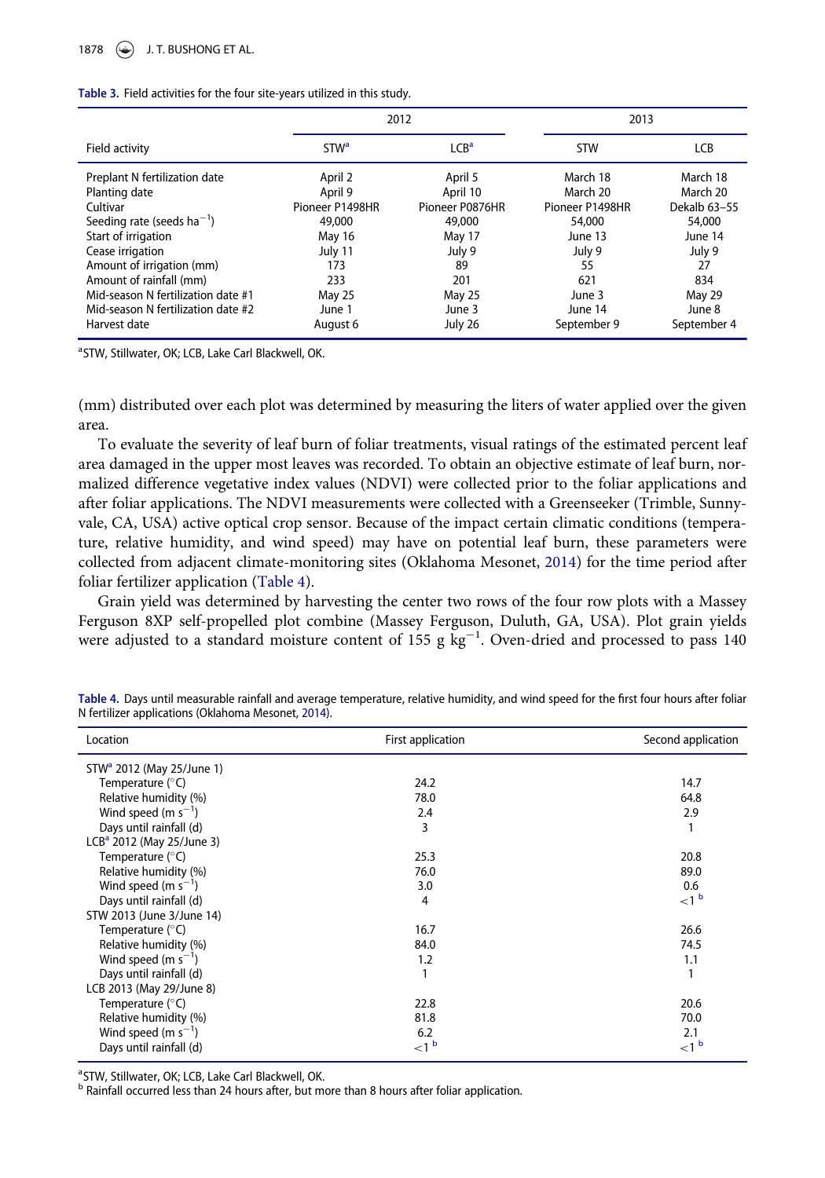**Table 3.** Field activities for the four site-years utilized in this study.

| Field activity | 2012 | | 2013 | |
|---|---|---|---|---|
| | STW[a] | LCB[a] | STW | LCB |
| Preplant N fertilization date | April 2 | April 5 | March 18 | March 18 |
| Planting date | April 9 | April 10 | March 20 | March 20 |
| Cultivar | Pioneer P1498HR | Pioneer P0876HR | Pioneer P1498HR | Dekalb 63–55 |
| Seeding rate (seeds $ha^{-1}$) | 49,000 | 49,000 | 54,000 | 54,000 |
| Start of irrigation | May 16 | May 17 | June 13 | June 14 |
| Cease irrigation | July 11 | July 9 | July 9 | July 9 |
| Amount of irrigation (mm) | 173 | 89 | 55 | 27 |
| Amount of rainfall (mm) | 233 | 201 | 621 | 834 |
| Mid-season N fertilization date #1 | May 25 | May 25 | June 3 | May 29 |
| Mid-season N fertilization date #2 | June 1 | June 3 | June 14 | June 8 |
| Harvest date | August 6 | July 26 | September 9 | September 4 |

[a]STW, Stillwater, OK; LCB, Lake Carl Blackwell, OK.

(mm) distributed over each plot was determined by measuring the liters of water applied over the given area.

To evaluate the severity of leaf burn of foliar treatments, visual ratings of the estimated percent leaf area damaged in the upper most leaves was recorded. To obtain an objective estimate of leaf burn, normalized difference vegetative index values (NDVI) were collected prior to the foliar applications and after foliar applications. The NDVI measurements were collected with a Greenseeker (Trimble, Sunnyvale, CA, USA) active optical crop sensor. Because of the impact certain climatic conditions (temperature, relative humidity, and wind speed) may have on potential leaf burn, these parameters were collected from adjacent climate-monitoring sites (Oklahoma Mesonet, 2014) for the time period after foliar fertilizer application (Table 4).

Grain yield was determined by harvesting the center two rows of the four row plots with a Massey Ferguson 8XP self-propelled plot combine (Massey Ferguson, Duluth, GA, USA). Plot grain yields were adjusted to a standard moisture content of 155 g $kg^{-1}$. Oven-dried and processed to pass 140

**Table 4.** Days until measurable rainfall and average temperature, relative humidity, and wind speed for the first four hours after foliar N fertilizer applications (Oklahoma Mesonet, 2014).

| Location | First application | Second application |
|---|---|---|
| STW[a] 2012 (May 25/June 1) | | |
| Temperature (°C) | 24.2 | 14.7 |
| Relative humidity (%) | 78.0 | 64.8 |
| Wind speed (m $s^{-1}$) | 2.4 | 2.9 |
| Days until rainfall (d) | 3 | 1 |
| LCB[a] 2012 (May 25/June 3) | | |
| Temperature (°C) | 25.3 | 20.8 |
| Relative humidity (%) | 76.0 | 89.0 |
| Wind speed (m $s^{-1}$) | 3.0 | 0.6 |
| Days until rainfall (d) | 4 | <1 [b] |
| STW 2013 (June 3/June 14) | | |
| Temperature (°C) | 16.7 | 26.6 |
| Relative humidity (%) | 84.0 | 74.5 |
| Wind speed (m $s^{-1}$) | 1.2 | 1.1 |
| Days until rainfall (d) | 1 | 1 |
| LCB 2013 (May 29/June 8) | | |
| Temperature (°C) | 22.8 | 20.6 |
| Relative humidity (%) | 81.8 | 70.0 |
| Wind speed (m $s^{-1}$) | 6.2 | 2.1 |
| Days until rainfall (d) | <1 [b] | <1 [b] |

[a]STW, Stillwater, OK; LCB, Lake Carl Blackwell, OK.
[b] Rainfall occurred less than 24 hours after, but more than 8 hours after foliar application.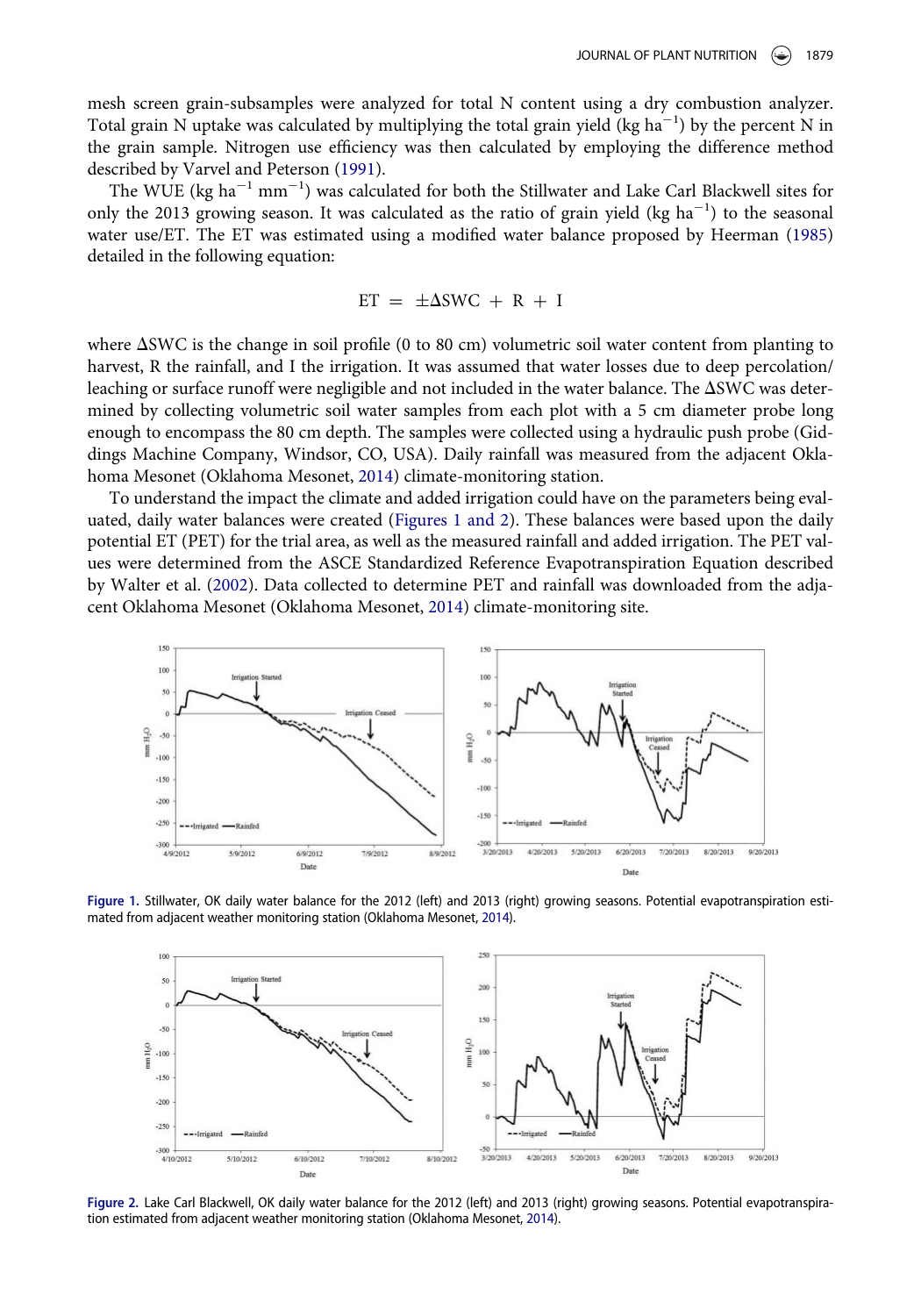mesh screen grain-subsamples were analyzed for total N content using a dry combustion analyzer. Total grain N uptake was calculated by multiplying the total grain yield (kg ha$^{-1}$) by the percent N in the grain sample. Nitrogen use efficiency was then calculated by employing the difference method described by Varvel and Peterson (1991).

The WUE (kg ha$^{-1}$ mm$^{-1}$) was calculated for both the Stillwater and Lake Carl Blackwell sites for only the 2013 growing season. It was calculated as the ratio of grain yield (kg ha$^{-1}$) to the seasonal water use/ET. The ET was estimated using a modified water balance proposed by Heerman (1985) detailed in the following equation:

$$ET = \pm \Delta SWC + R + I$$

where ΔSWC is the change in soil profile (0 to 80 cm) volumetric soil water content from planting to harvest, R the rainfall, and I the irrigation. It was assumed that water losses due to deep percolation/leaching or surface runoff were negligible and not included in the water balance. The ΔSWC was determined by collecting volumetric soil water samples from each plot with a 5 cm diameter probe long enough to encompass the 80 cm depth. The samples were collected using a hydraulic push probe (Giddings Machine Company, Windsor, CO, USA). Daily rainfall was measured from the adjacent Oklahoma Mesonet (Oklahoma Mesonet, 2014) climate-monitoring station.

To understand the impact the climate and added irrigation could have on the parameters being evaluated, daily water balances were created (Figures 1 and 2). These balances were based upon the daily potential ET (PET) for the trial area, as well as the measured rainfall and added irrigation. The PET values were determined from the ASCE Standardized Reference Evapotranspiration Equation described by Walter et al. (2002). Data collected to determine PET and rainfall was downloaded from the adjacent Oklahoma Mesonet (Oklahoma Mesonet, 2014) climate-monitoring site.

**Figure 1.** Stillwater, OK daily water balance for the 2012 (left) and 2013 (right) growing seasons. Potential evapotranspiration estimated from adjacent weather monitoring station (Oklahoma Mesonet, 2014).

**Figure 2.** Lake Carl Blackwell, OK daily water balance for the 2012 (left) and 2013 (right) growing seasons. Potential evapotranspiration estimated from adjacent weather monitoring station (Oklahoma Mesonet, 2014).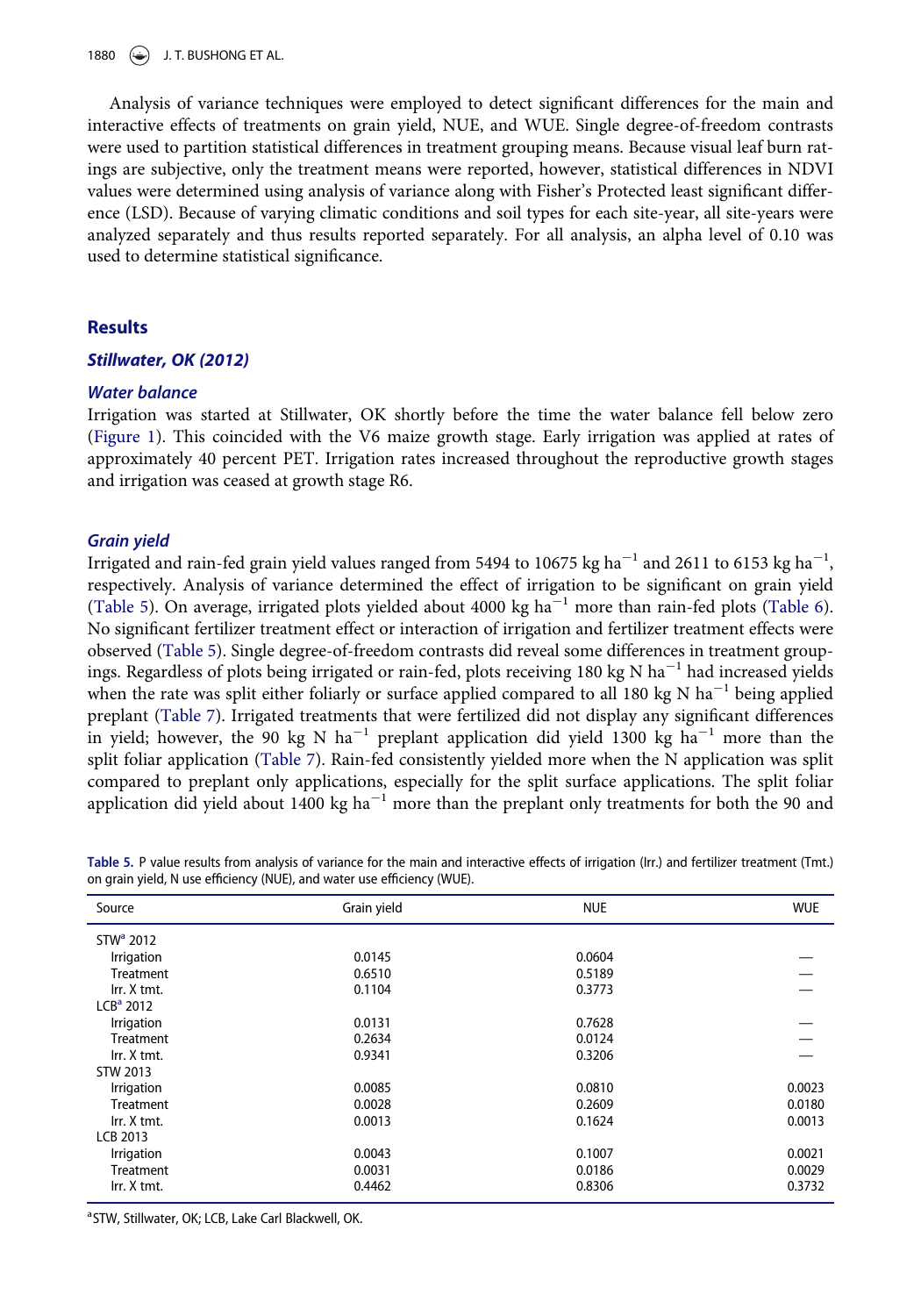Analysis of variance techniques were employed to detect significant differences for the main and interactive effects of treatments on grain yield, NUE, and WUE. Single degree-of-freedom contrasts were used to partition statistical differences in treatment grouping means. Because visual leaf burn ratings are subjective, only the treatment means were reported, however, statistical differences in NDVI values were determined using analysis of variance along with Fisher's Protected least significant difference (LSD). Because of varying climatic conditions and soil types for each site-year, all site-years were analyzed separately and thus results reported separately. For all analysis, an alpha level of 0.10 was used to determine statistical significance.

## Results

### *Stillwater, OK (2012)*

### *Water balance*

Irrigation was started at Stillwater, OK shortly before the time the water balance fell below zero (Figure 1). This coincided with the V6 maize growth stage. Early irrigation was applied at rates of approximately 40 percent PET. Irrigation rates increased throughout the reproductive growth stages and irrigation was ceased at growth stage R6.

### *Grain yield*

Irrigated and rain-fed grain yield values ranged from 5494 to 10675 kg ha$^{-1}$ and 2611 to 6153 kg ha$^{-1}$, respectively. Analysis of variance determined the effect of irrigation to be significant on grain yield (Table 5). On average, irrigated plots yielded about 4000 kg ha$^{-1}$ more than rain-fed plots (Table 6). No significant fertilizer treatment effect or interaction of irrigation and fertilizer treatment effects were observed (Table 5). Single degree-of-freedom contrasts did reveal some differences in treatment groupings. Regardless of plots being irrigated or rain-fed, plots receiving 180 kg N ha$^{-1}$ had increased yields when the rate was split either foliarly or surface applied compared to all 180 kg N ha$^{-1}$ being applied preplant (Table 7). Irrigated treatments that were fertilized did not display any significant differences in yield; however, the 90 kg N ha$^{-1}$ preplant application did yield 1300 kg ha$^{-1}$ more than the split foliar application (Table 7). Rain-fed consistently yielded more when the N application was split compared to preplant only applications, especially for the split surface applications. The split foliar application did yield about 1400 kg ha$^{-1}$ more than the preplant only treatments for both the 90 and

**Table 5.** P value results from analysis of variance for the main and interactive effects of irrigation (Irr.) and fertilizer treatment (Tmt.) on grain yield, N use efficiency (NUE), and water use efficiency (WUE).

| Source | Grain yield | NUE | WUE |
|---|---|---|---|
| STW[a] 2012 | | | |
| Irrigation | 0.0145 | 0.0604 | — |
| Treatment | 0.6510 | 0.5189 | — |
| Irr. X tmt. | 0.1104 | 0.3773 | — |
| LCB[a] 2012 | | | |
| Irrigation | 0.0131 | 0.7628 | — |
| Treatment | 0.2634 | 0.0124 | — |
| Irr. X tmt. | 0.9341 | 0.3206 | — |
| STW 2013 | | | |
| Irrigation | 0.0085 | 0.0810 | 0.0023 |
| Treatment | 0.0028 | 0.2609 | 0.0180 |
| Irr. X tmt. | 0.0013 | 0.1624 | 0.0013 |
| LCB 2013 | | | |
| Irrigation | 0.0043 | 0.1007 | 0.0021 |
| Treatment | 0.0031 | 0.0186 | 0.0029 |
| Irr. X tmt. | 0.4462 | 0.8306 | 0.3732 |

[a]STW, Stillwater, OK; LCB, Lake Carl Blackwell, OK.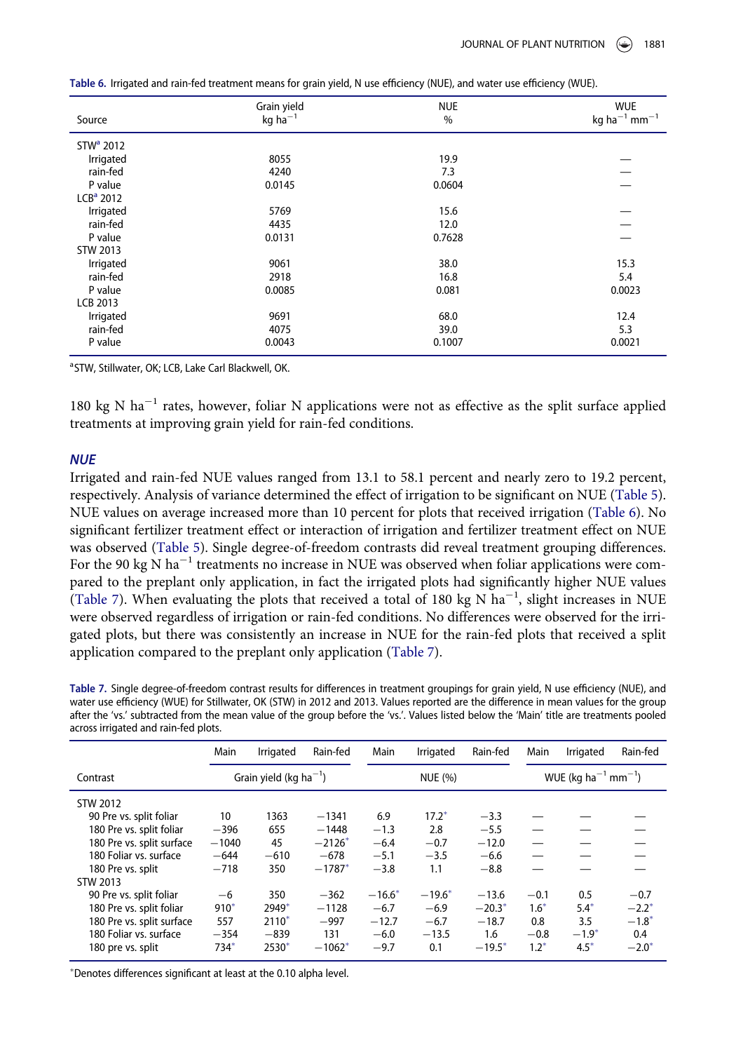Table 6. Irrigated and rain-fed treatment means for grain yield, N use efficiency (NUE), and water use efficiency (WUE).

| Source | Grain yield kg ha$^{-1}$ | NUE % | WUE kg ha$^{-1}$ mm$^{-1}$ |
|---|---|---|---|
| STW[a] 2012 | | | |
| Irrigated | 8055 | 19.9 | — |
| rain-fed | 4240 | 7.3 | — |
| P value | 0.0145 | 0.0604 | — |
| LCB[a] 2012 | | | |
| Irrigated | 5769 | 15.6 | — |
| rain-fed | 4435 | 12.0 | — |
| P value | 0.0131 | 0.7628 | — |
| STW 2013 | | | |
| Irrigated | 9061 | 38.0 | 15.3 |
| rain-fed | 2918 | 16.8 | 5.4 |
| P value | 0.0085 | 0.081 | 0.0023 |
| LCB 2013 | | | |
| Irrigated | 9691 | 68.0 | 12.4 |
| rain-fed | 4075 | 39.0 | 5.3 |
| P value | 0.0043 | 0.1007 | 0.0021 |

[a]STW, Stillwater, OK; LCB, Lake Carl Blackwell, OK.

180 kg N ha$^{-1}$ rates, however, foliar N applications were not as effective as the split surface applied treatments at improving grain yield for rain-fed conditions.

## NUE

Irrigated and rain-fed NUE values ranged from 13.1 to 58.1 percent and nearly zero to 19.2 percent, respectively. Analysis of variance determined the effect of irrigation to be significant on NUE (Table 5). NUE values on average increased more than 10 percent for plots that received irrigation (Table 6). No significant fertilizer treatment effect or interaction of irrigation and fertilizer treatment effect on NUE was observed (Table 5). Single degree-of-freedom contrasts did reveal treatment grouping differences. For the 90 kg N ha$^{-1}$ treatments no increase in NUE was observed when foliar applications were compared to the preplant only application, in fact the irrigated plots had significantly higher NUE values (Table 7). When evaluating the plots that received a total of 180 kg N ha$^{-1}$, slight increases in NUE were observed regardless of irrigation or rain-fed conditions. No differences were observed for the irrigated plots, but there was consistently an increase in NUE for the rain-fed plots that received a split application compared to the preplant only application (Table 7).

Table 7. Single degree-of-freedom contrast results for differences in treatment groupings for grain yield, N use efficiency (NUE), and water use efficiency (WUE) for Stillwater, OK (STW) in 2012 and 2013. Values reported are the difference in mean values for the group after the 'vs.' subtracted from the mean value of the group before the 'vs.'. Values listed below the 'Main' title are treatments pooled across irrigated and rain-fed plots.

| | Main | Irrigated | Rain-fed | Main | Irrigated | Rain-fed | Main | Irrigated | Rain-fed |
|---|---|---|---|---|---|---|---|---|---|
| Contrast | Grain yield (kg ha$^{-1}$) | | | NUE (%) | | | WUE (kg ha$^{-1}$ mm$^{-1}$) | | |
| STW 2012 | | | | | | | | | |
| 90 Pre vs. split foliar | 10 | 1363 | −1341 | 6.9 | 17.2* | −3.3 | — | — | — |
| 180 Pre vs. split foliar | −396 | 655 | −1448 | −1.3 | 2.8 | −5.5 | — | — | — |
| 180 Pre vs. split surface | −1040 | 45 | −2126* | −6.4 | −0.7 | −12.0 | — | — | — |
| 180 Foliar vs. surface | −644 | −610 | −678 | −5.1 | −3.5 | −6.6 | — | — | — |
| 180 Pre vs. split | −718 | 350 | −1787* | −3.8 | 1.1 | −8.8 | — | — | — |
| STW 2013 | | | | | | | | | |
| 90 Pre vs. split foliar | −6 | 350 | −362 | −16.6* | −19.6* | −13.6 | −0.1 | 0.5 | −0.7 |
| 180 Pre vs. split foliar | 910* | 2949* | −1128 | −6.7 | −6.9 | −20.3* | 1.6* | 5.4* | −2.2* |
| 180 Pre vs. split surface | 557 | 2110* | −997 | −12.7 | −6.7 | −18.7 | 0.8 | 3.5 | −1.8* |
| 180 Foliar vs. surface | −354 | −839 | 131 | −6.0 | −13.5 | 1.6 | −0.8 | −1.9* | 0.4 |
| 180 pre vs. split | 734* | 2530* | −1062* | −9.7 | 0.1 | −19.5* | 1.2* | 4.5* | −2.0* |

*Denotes differences significant at least at the 0.10 alpha level.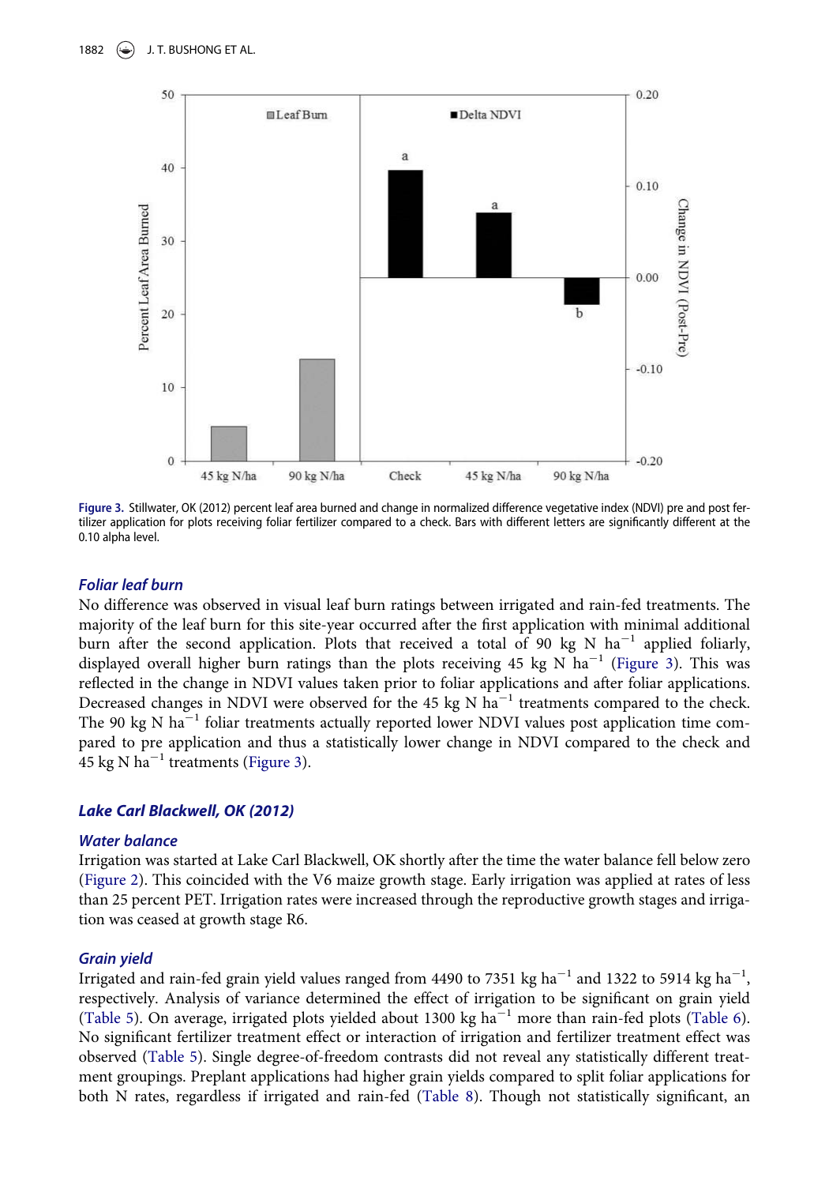Figure 3. Stillwater, OK (2012) percent leaf area burned and change in normalized difference vegetative index (NDVI) pre and post fertilizer application for plots receiving foliar fertilizer compared to a check. Bars with different letters are significantly different at the 0.10 alpha level.

### *Foliar leaf burn*

No difference was observed in visual leaf burn ratings between irrigated and rain-fed treatments. The majority of the leaf burn for this site-year occurred after the first application with minimal additional burn after the second application. Plots that received a total of 90 kg N ha$^{-1}$ applied foliarly, displayed overall higher burn ratings than the plots receiving 45 kg N ha$^{-1}$ (Figure 3). This was reflected in the change in NDVI values taken prior to foliar applications and after foliar applications. Decreased changes in NDVI were observed for the 45 kg N ha$^{-1}$ treatments compared to the check. The 90 kg N ha$^{-1}$ foliar treatments actually reported lower NDVI values post application time compared to pre application and thus a statistically lower change in NDVI compared to the check and 45 kg N ha$^{-1}$ treatments (Figure 3).

## *Lake Carl Blackwell, OK (2012)*

### *Water balance*

Irrigation was started at Lake Carl Blackwell, OK shortly after the time the water balance fell below zero (Figure 2). This coincided with the V6 maize growth stage. Early irrigation was applied at rates of less than 25 percent PET. Irrigation rates were increased through the reproductive growth stages and irrigation was ceased at growth stage R6.

### *Grain yield*

Irrigated and rain-fed grain yield values ranged from 4490 to 7351 kg ha$^{-1}$ and 1322 to 5914 kg ha$^{-1}$, respectively. Analysis of variance determined the effect of irrigation to be significant on grain yield (Table 5). On average, irrigated plots yielded about 1300 kg ha$^{-1}$ more than rain-fed plots (Table 6). No significant fertilizer treatment effect or interaction of irrigation and fertilizer treatment effect was observed (Table 5). Single degree-of-freedom contrasts did not reveal any statistically different treatment groupings. Preplant applications had higher grain yields compared to split foliar applications for both N rates, regardless if irrigated and rain-fed (Table 8). Though not statistically significant, an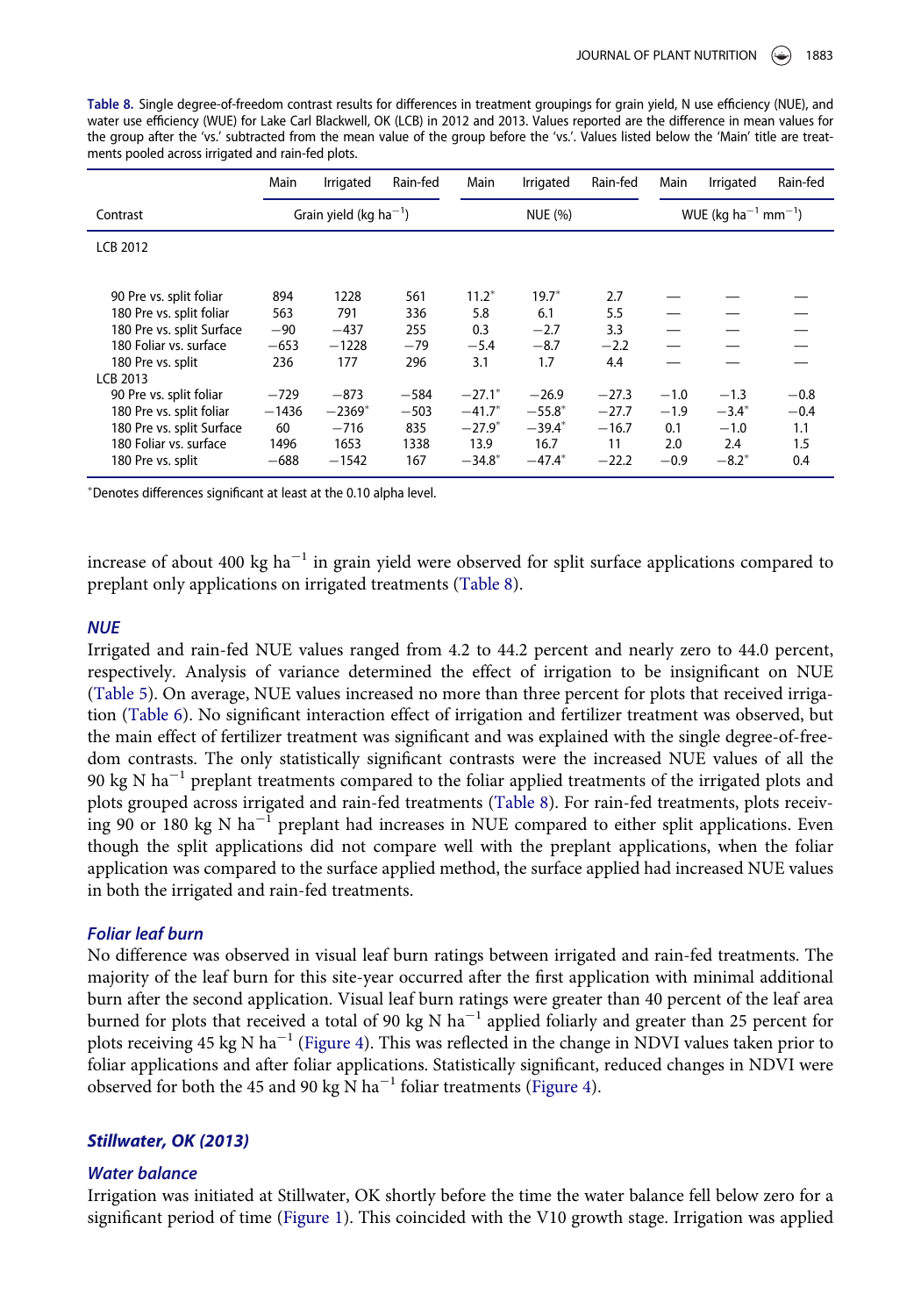Table 8. Single degree-of-freedom contrast results for differences in treatment groupings for grain yield, N use efficiency (NUE), and water use efficiency (WUE) for Lake Carl Blackwell, OK (LCB) in 2012 and 2013. Values reported are the difference in mean values for the group after the 'vs.' subtracted from the mean value of the group before the 'vs.'. Values listed below the 'Main' title are treatments pooled across irrigated and rain-fed plots.

| | Main | Irrigated | Rain-fed | Main | Irrigated | Rain-fed | Main | Irrigated | Rain-fed |
|---|---|---|---|---|---|---|---|---|---|
| Contrast | Grain yield (kg ha$^{-1}$) | | | NUE (%) | | | WUE (kg ha$^{-1}$ mm$^{-1}$) | | |
| LCB 2012 | | | | | | | | | |
| 90 Pre vs. split foliar | 894 | 1228 | 561 | 11.2* | 19.7* | 2.7 | — | — | — |
| 180 Pre vs. split foliar | 563 | 791 | 336 | 5.8 | 6.1 | 5.5 | — | — | — |
| 180 Pre vs. split Surface | −90 | −437 | 255 | 0.3 | −2.7 | 3.3 | — | — | — |
| 180 Foliar vs. surface | −653 | −1228 | −79 | −5.4 | −8.7 | −2.2 | — | — | — |
| 180 Pre vs. split | 236 | 177 | 296 | 3.1 | 1.7 | 4.4 | — | — | — |
| LCB 2013 | | | | | | | | | |
| 90 Pre vs. split foliar | −729 | −873 | −584 | −27.1* | −26.9 | −27.3 | −1.0 | −1.3 | −0.8 |
| 180 Pre vs. split foliar | −1436 | −2369* | −503 | −41.7* | −55.8* | −27.7 | −1.9 | −3.4* | −0.4 |
| 180 Pre vs. split Surface | 60 | −716 | 835 | −27.9* | −39.4* | −16.7 | 0.1 | −1.0 | 1.1 |
| 180 Foliar vs. surface | 1496 | 1653 | 1338 | 13.9 | 16.7 | 11 | 2.0 | 2.4 | 1.5 |
| 180 Pre vs. split | −688 | −1542 | 167 | −34.8* | −47.4* | −22.2 | −0.9 | −8.2* | 0.4 |

*Denotes differences significant at least at the 0.10 alpha level.

increase of about 400 kg ha$^{-1}$ in grain yield were observed for split surface applications compared to preplant only applications on irrigated treatments (Table 8).

### NUE

Irrigated and rain-fed NUE values ranged from 4.2 to 44.2 percent and nearly zero to 44.0 percent, respectively. Analysis of variance determined the effect of irrigation to be insignificant on NUE (Table 5). On average, NUE values increased no more than three percent for plots that received irrigation (Table 6). No significant interaction effect of irrigation and fertilizer treatment was observed, but the main effect of fertilizer treatment was significant and was explained with the single degree-of-freedom contrasts. The only statistically significant contrasts were the increased NUE values of all the 90 kg N ha$^{-1}$ preplant treatments compared to the foliar applied treatments of the irrigated plots and plots grouped across irrigated and rain-fed treatments (Table 8). For rain-fed treatments, plots receiving 90 or 180 kg N ha$^{-1}$ preplant had increases in NUE compared to either split applications. Even though the split applications did not compare well with the preplant applications, when the foliar application was compared to the surface applied method, the surface applied had increased NUE values in both the irrigated and rain-fed treatments.

### Foliar leaf burn

No difference was observed in visual leaf burn ratings between irrigated and rain-fed treatments. The majority of the leaf burn for this site-year occurred after the first application with minimal additional burn after the second application. Visual leaf burn ratings were greater than 40 percent of the leaf area burned for plots that received a total of 90 kg N ha$^{-1}$ applied foliarly and greater than 25 percent for plots receiving 45 kg N ha$^{-1}$ (Figure 4). This was reflected in the change in NDVI values taken prior to foliar applications and after foliar applications. Statistically significant, reduced changes in NDVI were observed for both the 45 and 90 kg N ha$^{-1}$ foliar treatments (Figure 4).

## Stillwater, OK (2013)

### Water balance

Irrigation was initiated at Stillwater, OK shortly before the time the water balance fell below zero for a significant period of time (Figure 1). This coincided with the V10 growth stage. Irrigation was applied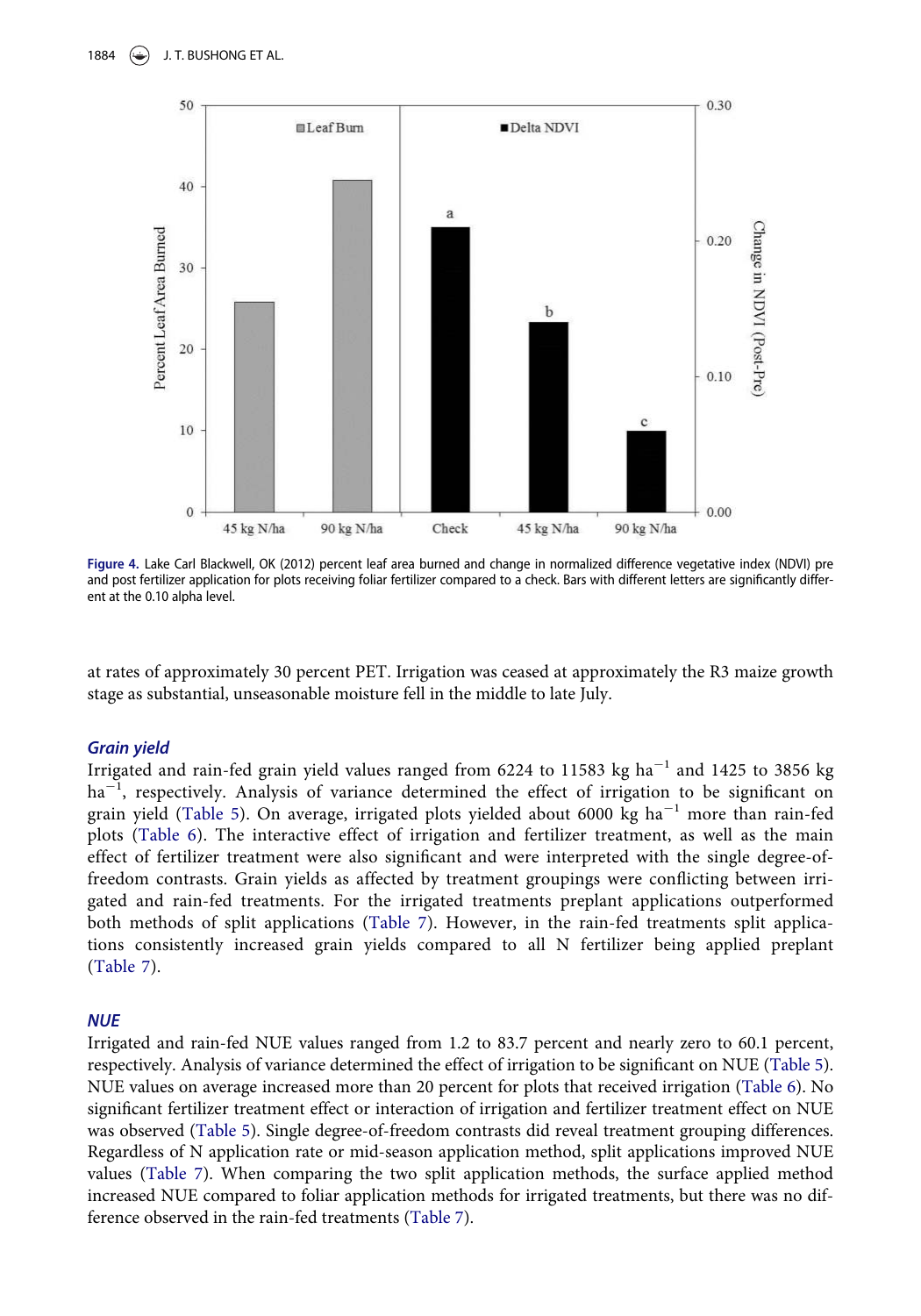**Figure 4.** Lake Carl Blackwell, OK (2012) percent leaf area burned and change in normalized difference vegetative index (NDVI) pre and post fertilizer application for plots receiving foliar fertilizer compared to a check. Bars with different letters are significantly different at the 0.10 alpha level.

at rates of approximately 30 percent PET. Irrigation was ceased at approximately the R3 maize growth stage as substantial, unseasonable moisture fell in the middle to late July.

### *Grain yield*

Irrigated and rain-fed grain yield values ranged from 6224 to 11583 kg $ha^{-1}$ and 1425 to 3856 kg $ha^{-1}$, respectively. Analysis of variance determined the effect of irrigation to be significant on grain yield (Table 5). On average, irrigated plots yielded about 6000 kg $ha^{-1}$ more than rain-fed plots (Table 6). The interactive effect of irrigation and fertilizer treatment, as well as the main effect of fertilizer treatment were also significant and were interpreted with the single degree-of-freedom contrasts. Grain yields as affected by treatment groupings were conflicting between irrigated and rain-fed treatments. For the irrigated treatments preplant applications outperformed both methods of split applications (Table 7). However, in the rain-fed treatments split applications consistently increased grain yields compared to all N fertilizer being applied preplant (Table 7).

### *NUE*

Irrigated and rain-fed NUE values ranged from 1.2 to 83.7 percent and nearly zero to 60.1 percent, respectively. Analysis of variance determined the effect of irrigation to be significant on NUE (Table 5). NUE values on average increased more than 20 percent for plots that received irrigation (Table 6). No significant fertilizer treatment effect or interaction of irrigation and fertilizer treatment effect on NUE was observed (Table 5). Single degree-of-freedom contrasts did reveal treatment grouping differences. Regardless of N application rate or mid-season application method, split applications improved NUE values (Table 7). When comparing the two split application methods, the surface applied method increased NUE compared to foliar application methods for irrigated treatments, but there was no difference observed in the rain-fed treatments (Table 7).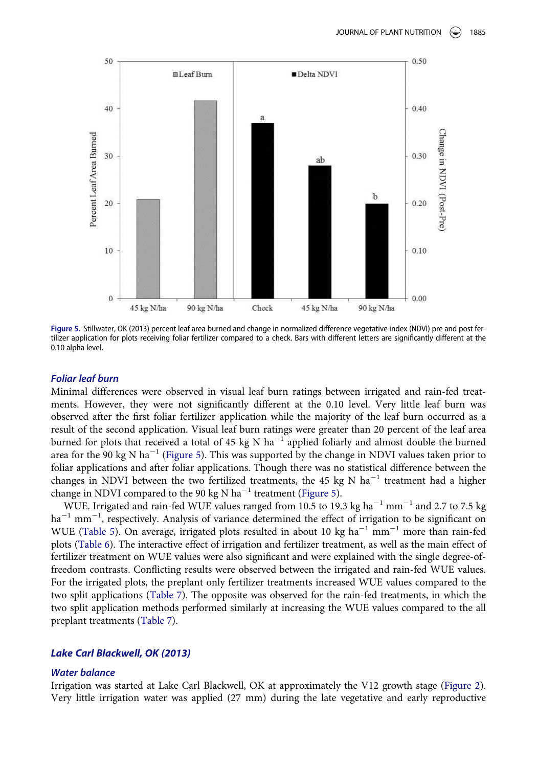Figure 5. Stillwater, OK (2013) percent leaf area burned and change in normalized difference vegetative index (NDVI) pre and post fertilizer application for plots receiving foliar fertilizer compared to a check. Bars with different letters are significantly different at the 0.10 alpha level.

### *Foliar leaf burn*

Minimal differences were observed in visual leaf burn ratings between irrigated and rain-fed treatments. However, they were not significantly different at the 0.10 level. Very little leaf burn was observed after the first foliar fertilizer application while the majority of the leaf burn occurred as a result of the second application. Visual leaf burn ratings were greater than 20 percent of the leaf area burned for plots that received a total of 45 kg N ha$^{-1}$ applied foliarly and almost double the burned area for the 90 kg N ha$^{-1}$ (Figure 5). This was supported by the change in NDVI values taken prior to foliar applications and after foliar applications. Though there was no statistical difference between the changes in NDVI between the two fertilized treatments, the 45 kg N ha$^{-1}$ treatment had a higher change in NDVI compared to the 90 kg N ha$^{-1}$ treatment (Figure 5).

WUE. Irrigated and rain-fed WUE values ranged from 10.5 to 19.3 kg ha$^{-1}$ mm$^{-1}$ and 2.7 to 7.5 kg ha$^{-1}$ mm$^{-1}$, respectively. Analysis of variance determined the effect of irrigation to be significant on WUE (Table 5). On average, irrigated plots resulted in about 10 kg ha$^{-1}$ mm$^{-1}$ more than rain-fed plots (Table 6). The interactive effect of irrigation and fertilizer treatment, as well as the main effect of fertilizer treatment on WUE values were also significant and were explained with the single degree-of-freedom contrasts. Conflicting results were observed between the irrigated and rain-fed WUE values. For the irrigated plots, the preplant only fertilizer treatments increased WUE values compared to the two split applications (Table 7). The opposite was observed for the rain-fed treatments, in which the two split application methods performed similarly at increasing the WUE values compared to the all preplant treatments (Table 7).

## *Lake Carl Blackwell, OK (2013)*

### *Water balance*

Irrigation was started at Lake Carl Blackwell, OK at approximately the V12 growth stage (Figure 2). Very little irrigation water was applied (27 mm) during the late vegetative and early reproductive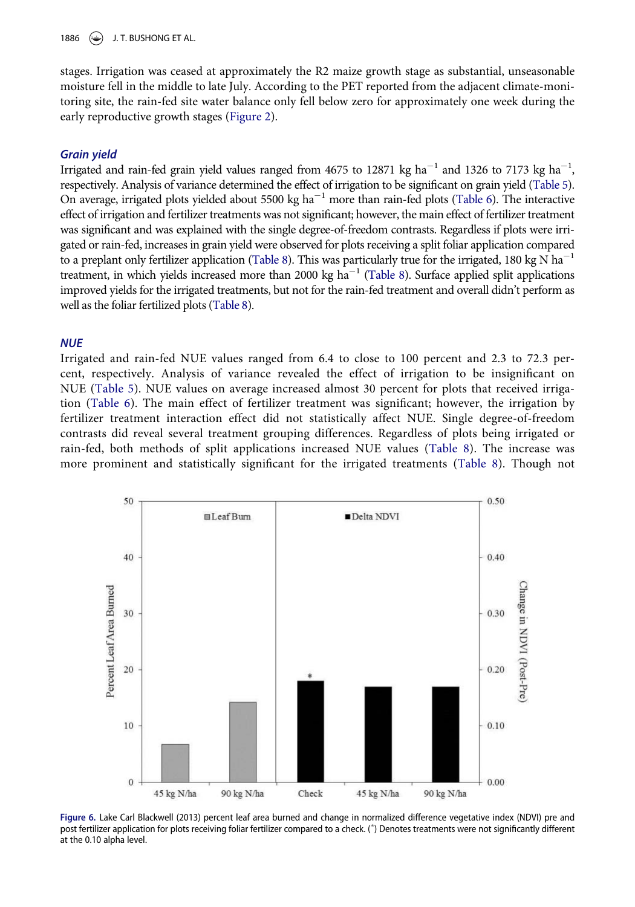stages. Irrigation was ceased at approximately the R2 maize growth stage as substantial, unseasonable moisture fell in the middle to late July. According to the PET reported from the adjacent climate-monitoring site, the rain-fed site water balance only fell below zero for approximately one week during the early reproductive growth stages (Figure 2).

### Grain yield

Irrigated and rain-fed grain yield values ranged from 4675 to 12871 kg ha$^{-1}$ and 1326 to 7173 kg ha$^{-1}$, respectively. Analysis of variance determined the effect of irrigation to be significant on grain yield (Table 5). On average, irrigated plots yielded about 5500 kg ha$^{-1}$ more than rain-fed plots (Table 6). The interactive effect of irrigation and fertilizer treatments was not significant; however, the main effect of fertilizer treatment was significant and was explained with the single degree-of-freedom contrasts. Regardless if plots were irrigated or rain-fed, increases in grain yield were observed for plots receiving a split foliar application compared to a preplant only fertilizer application (Table 8). This was particularly true for the irrigated, 180 kg N ha$^{-1}$ treatment, in which yields increased more than 2000 kg ha$^{-1}$ (Table 8). Surface applied split applications improved yields for the irrigated treatments, but not for the rain-fed treatment and overall didn't perform as well as the foliar fertilized plots (Table 8).

### NUE

Irrigated and rain-fed NUE values ranged from 6.4 to close to 100 percent and 2.3 to 72.3 percent, respectively. Analysis of variance revealed the effect of irrigation to be insignificant on NUE (Table 5). NUE values on average increased almost 30 percent for plots that received irrigation (Table 6). The main effect of fertilizer treatment was significant; however, the irrigation by fertilizer treatment interaction effect did not statistically affect NUE. Single degree-of-freedom contrasts did reveal several treatment grouping differences. Regardless of plots being irrigated or rain-fed, both methods of split applications increased NUE values (Table 8). The increase was more prominent and statistically significant for the irrigated treatments (Table 8). Though not

**Figure 6.** Lake Carl Blackwell (2013) percent leaf area burned and change in normalized difference vegetative index (NDVI) pre and post fertilizer application for plots receiving foliar fertilizer compared to a check. (*) Denotes treatments were not significantly different at the 0.10 alpha level.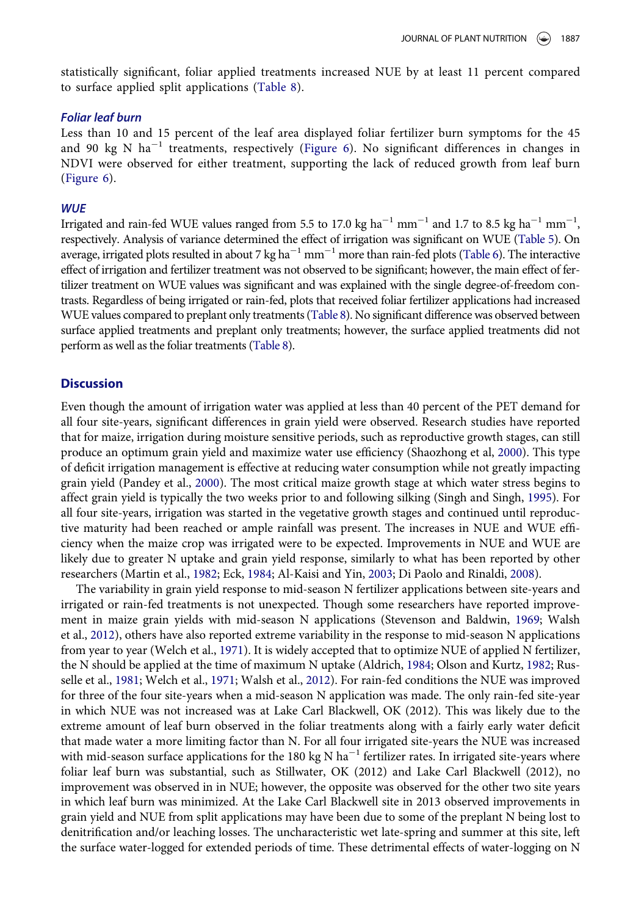statistically significant, foliar applied treatments increased NUE by at least 11 percent compared to surface applied split applications (Table 8).

### *Foliar leaf burn*

Less than 10 and 15 percent of the leaf area displayed foliar fertilizer burn symptoms for the 45 and 90 kg N ha$^{-1}$ treatments, respectively (Figure 6). No significant differences in changes in NDVI were observed for either treatment, supporting the lack of reduced growth from leaf burn (Figure 6).

### *WUE*

Irrigated and rain-fed WUE values ranged from 5.5 to 17.0 kg ha$^{-1}$ mm$^{-1}$ and 1.7 to 8.5 kg ha$^{-1}$ mm$^{-1}$, respectively. Analysis of variance determined the effect of irrigation was significant on WUE (Table 5). On average, irrigated plots resulted in about 7 kg ha$^{-1}$ mm$^{-1}$ more than rain-fed plots (Table 6). The interactive effect of irrigation and fertilizer treatment was not observed to be significant; however, the main effect of fertilizer treatment on WUE values was significant and was explained with the single degree-of-freedom contrasts. Regardless of being irrigated or rain-fed, plots that received foliar fertilizer applications had increased WUE values compared to preplant only treatments (Table 8). No significant difference was observed between surface applied treatments and preplant only treatments; however, the surface applied treatments did not perform as well as the foliar treatments (Table 8).

## Discussion

Even though the amount of irrigation water was applied at less than 40 percent of the PET demand for all four site-years, significant differences in grain yield were observed. Research studies have reported that for maize, irrigation during moisture sensitive periods, such as reproductive growth stages, can still produce an optimum grain yield and maximize water use efficiency (Shaozhong et al, 2000). This type of deficit irrigation management is effective at reducing water consumption while not greatly impacting grain yield (Pandey et al., 2000). The most critical maize growth stage at which water stress begins to affect grain yield is typically the two weeks prior to and following silking (Singh and Singh, 1995). For all four site-years, irrigation was started in the vegetative growth stages and continued until reproductive maturity had been reached or ample rainfall was present. The increases in NUE and WUE efficiency when the maize crop was irrigated were to be expected. Improvements in NUE and WUE are likely due to greater N uptake and grain yield response, similarly to what has been reported by other researchers (Martin et al., 1982; Eck, 1984; Al-Kaisi and Yin, 2003; Di Paolo and Rinaldi, 2008).

The variability in grain yield response to mid-season N fertilizer applications between site-years and irrigated or rain-fed treatments is not unexpected. Though some researchers have reported improvement in maize grain yields with mid-season N applications (Stevenson and Baldwin, 1969; Walsh et al., 2012), others have also reported extreme variability in the response to mid-season N applications from year to year (Welch et al., 1971). It is widely accepted that to optimize NUE of applied N fertilizer, the N should be applied at the time of maximum N uptake (Aldrich, 1984; Olson and Kurtz, 1982; Russelle et al., 1981; Welch et al., 1971; Walsh et al., 2012). For rain-fed conditions the NUE was improved for three of the four site-years when a mid-season N application was made. The only rain-fed site-year in which NUE was not increased was at Lake Carl Blackwell, OK (2012). This was likely due to the extreme amount of leaf burn observed in the foliar treatments along with a fairly early water deficit that made water a more limiting factor than N. For all four irrigated site-years the NUE was increased with mid-season surface applications for the 180 kg N ha$^{-1}$ fertilizer rates. In irrigated site-years where foliar leaf burn was substantial, such as Stillwater, OK (2012) and Lake Carl Blackwell (2012), no improvement was observed in in NUE; however, the opposite was observed for the other two site years in which leaf burn was minimized. At the Lake Carl Blackwell site in 2013 observed improvements in grain yield and NUE from split applications may have been due to some of the preplant N being lost to denitrification and/or leaching losses. The uncharacteristic wet late-spring and summer at this site, left the surface water-logged for extended periods of time. These detrimental effects of water-logging on N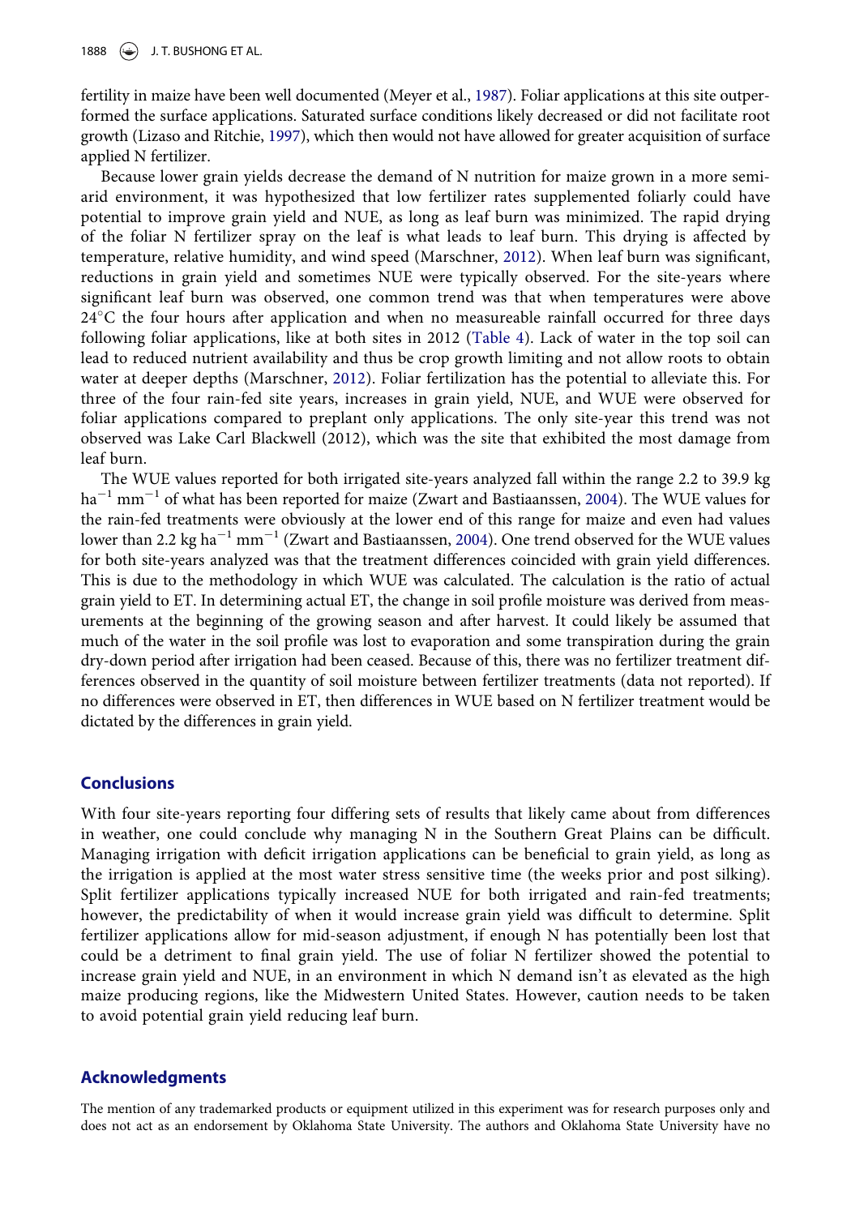fertility in maize have been well documented (Meyer et al., 1987). Foliar applications at this site outperformed the surface applications. Saturated surface conditions likely decreased or did not facilitate root growth (Lizaso and Ritchie, 1997), which then would not have allowed for greater acquisition of surface applied N fertilizer.

Because lower grain yields decrease the demand of N nutrition for maize grown in a more semi-arid environment, it was hypothesized that low fertilizer rates supplemented foliarly could have potential to improve grain yield and NUE, as long as leaf burn was minimized. The rapid drying of the foliar N fertilizer spray on the leaf is what leads to leaf burn. This drying is affected by temperature, relative humidity, and wind speed (Marschner, 2012). When leaf burn was significant, reductions in grain yield and sometimes NUE were typically observed. For the site-years where significant leaf burn was observed, one common trend was that when temperatures were above 24°C the four hours after application and when no measureable rainfall occurred for three days following foliar applications, like at both sites in 2012 (Table 4). Lack of water in the top soil can lead to reduced nutrient availability and thus be crop growth limiting and not allow roots to obtain water at deeper depths (Marschner, 2012). Foliar fertilization has the potential to alleviate this. For three of the four rain-fed site years, increases in grain yield, NUE, and WUE were observed for foliar applications compared to preplant only applications. The only site-year this trend was not observed was Lake Carl Blackwell (2012), which was the site that exhibited the most damage from leaf burn.

The WUE values reported for both irrigated site-years analyzed fall within the range 2.2 to 39.9 kg $ha^{-1}$ $mm^{-1}$ of what has been reported for maize (Zwart and Bastiaanssen, 2004). The WUE values for the rain-fed treatments were obviously at the lower end of this range for maize and even had values lower than 2.2 kg $ha^{-1}$ $mm^{-1}$ (Zwart and Bastiaanssen, 2004). One trend observed for the WUE values for both site-years analyzed was that the treatment differences coincided with grain yield differences. This is due to the methodology in which WUE was calculated. The calculation is the ratio of actual grain yield to ET. In determining actual ET, the change in soil profile moisture was derived from measurements at the beginning of the growing season and after harvest. It could likely be assumed that much of the water in the soil profile was lost to evaporation and some transpiration during the grain dry-down period after irrigation had been ceased. Because of this, there was no fertilizer treatment differences observed in the quantity of soil moisture between fertilizer treatments (data not reported). If no differences were observed in ET, then differences in WUE based on N fertilizer treatment would be dictated by the differences in grain yield.

## Conclusions

With four site-years reporting four differing sets of results that likely came about from differences in weather, one could conclude why managing N in the Southern Great Plains can be difficult. Managing irrigation with deficit irrigation applications can be beneficial to grain yield, as long as the irrigation is applied at the most water stress sensitive time (the weeks prior and post silking). Split fertilizer applications typically increased NUE for both irrigated and rain-fed treatments; however, the predictability of when it would increase grain yield was difficult to determine. Split fertilizer applications allow for mid-season adjustment, if enough N has potentially been lost that could be a detriment to final grain yield. The use of foliar N fertilizer showed the potential to increase grain yield and NUE, in an environment in which N demand isn't as elevated as the high maize producing regions, like the Midwestern United States. However, caution needs to be taken to avoid potential grain yield reducing leaf burn.

## Acknowledgments

The mention of any trademarked products or equipment utilized in this experiment was for research purposes only and does not act as an endorsement by Oklahoma State University. The authors and Oklahoma State University have no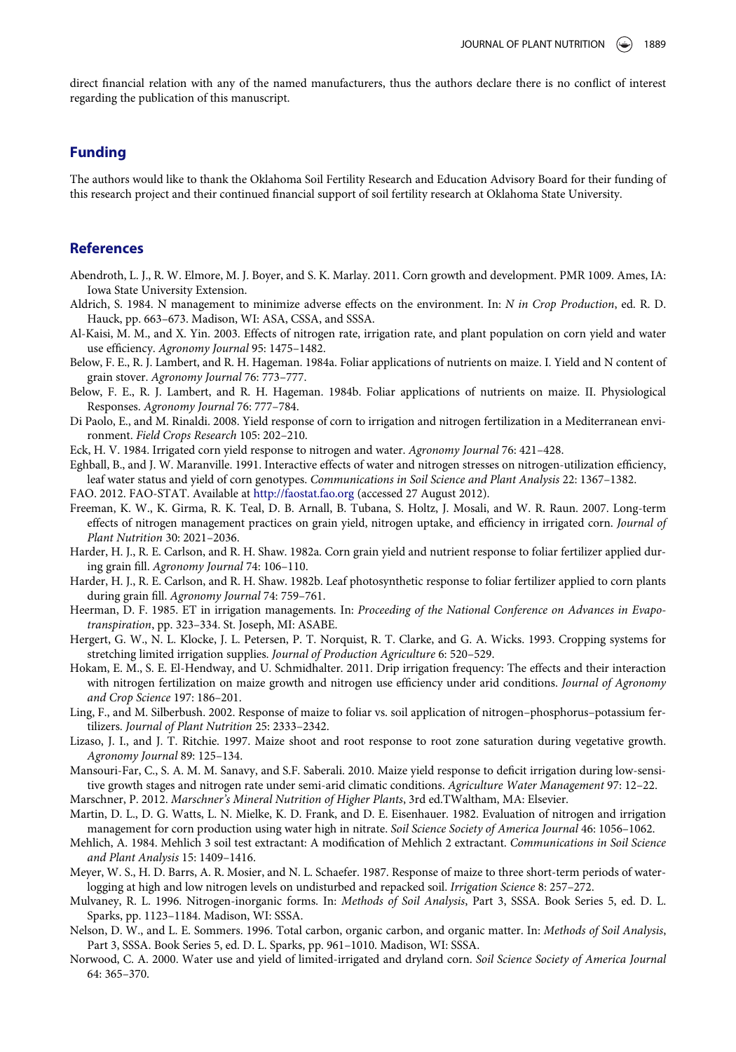direct financial relation with any of the named manufacturers, thus the authors declare there is no conflict of interest regarding the publication of this manuscript.

## Funding

The authors would like to thank the Oklahoma Soil Fertility Research and Education Advisory Board for their funding of this research project and their continued financial support of soil fertility research at Oklahoma State University.

## References

Abendroth, L. J., R. W. Elmore, M. J. Boyer, and S. K. Marlay. 2011. Corn growth and development. PMR 1009. Ames, IA: Iowa State University Extension.

Aldrich, S. 1984. N management to minimize adverse effects on the environment. In: *N in Crop Production*, ed. R. D. Hauck, pp. 663–673. Madison, WI: ASA, CSSA, and SSSA.

Al-Kaisi, M. M., and X. Yin. 2003. Effects of nitrogen rate, irrigation rate, and plant population on corn yield and water use efficiency. *Agronomy Journal* 95: 1475–1482.

Below, F. E., R. J. Lambert, and R. H. Hageman. 1984a. Foliar applications of nutrients on maize. I. Yield and N content of grain stover. *Agronomy Journal* 76: 773–777.

Below, F. E., R. J. Lambert, and R. H. Hageman. 1984b. Foliar applications of nutrients on maize. II. Physiological Responses. *Agronomy Journal* 76: 777–784.

Di Paolo, E., and M. Rinaldi. 2008. Yield response of corn to irrigation and nitrogen fertilization in a Mediterranean environment. *Field Crops Research* 105: 202–210.

Eck, H. V. 1984. Irrigated corn yield response to nitrogen and water. *Agronomy Journal* 76: 421–428.

Eghball, B., and J. W. Maranville. 1991. Interactive effects of water and nitrogen stresses on nitrogen-utilization efficiency, leaf water status and yield of corn genotypes. *Communications in Soil Science and Plant Analysis* 22: 1367–1382.

FAO. 2012. FAO-STAT. Available at http://faostat.fao.org (accessed 27 August 2012).

Freeman, K. W., K. Girma, R. K. Teal, D. B. Arnall, B. Tubana, S. Holtz, J. Mosali, and W. R. Raun. 2007. Long-term effects of nitrogen management practices on grain yield, nitrogen uptake, and efficiency in irrigated corn. *Journal of Plant Nutrition* 30: 2021–2036.

Harder, H. J., R. E. Carlson, and R. H. Shaw. 1982a. Corn grain yield and nutrient response to foliar fertilizer applied during grain fill. *Agronomy Journal* 74: 106–110.

Harder, H. J., R. E. Carlson, and R. H. Shaw. 1982b. Leaf photosynthetic response to foliar fertilizer applied to corn plants during grain fill. *Agronomy Journal* 74: 759–761.

Heerman, D. F. 1985. ET in irrigation managements. In: *Proceeding of the National Conference on Advances in Evapotranspiration*, pp. 323–334. St. Joseph, MI: ASABE.

Hergert, G. W., N. L. Klocke, J. L. Petersen, P. T. Norquist, R. T. Clarke, and G. A. Wicks. 1993. Cropping systems for stretching limited irrigation supplies. *Journal of Production Agriculture* 6: 520–529.

Hokam, E. M., S. E. El-Hendway, and U. Schmidhalter. 2011. Drip irrigation frequency: The effects and their interaction with nitrogen fertilization on maize growth and nitrogen use efficiency under arid conditions. *Journal of Agronomy and Crop Science* 197: 186–201.

Ling, F., and M. Silberbush. 2002. Response of maize to foliar vs. soil application of nitrogen–phosphorus–potassium fertilizers. *Journal of Plant Nutrition* 25: 2333–2342.

Lizaso, J. I., and J. T. Ritchie. 1997. Maize shoot and root response to root zone saturation during vegetative growth. *Agronomy Journal* 89: 125–134.

Mansouri-Far, C., S. A. M. M. Sanavy, and S.F. Saberali. 2010. Maize yield response to deficit irrigation during low-sensitive growth stages and nitrogen rate under semi-arid climatic conditions. *Agriculture Water Management* 97: 12–22.

Marschner, P. 2012. *Marschner's Mineral Nutrition of Higher Plants*, 3rd ed.TWaltham, MA: Elsevier.

Martin, D. L., D. G. Watts, L. N. Mielke, K. D. Frank, and D. E. Eisenhauer. 1982. Evaluation of nitrogen and irrigation management for corn production using water high in nitrate. *Soil Science Society of America Journal* 46: 1056–1062.

Mehlich, A. 1984. Mehlich 3 soil test extractant: A modification of Mehlich 2 extractant. *Communications in Soil Science and Plant Analysis* 15: 1409–1416.

Meyer, W. S., H. D. Barrs, A. R. Mosier, and N. L. Schaefer. 1987. Response of maize to three short-term periods of waterlogging at high and low nitrogen levels on undisturbed and repacked soil. *Irrigation Science* 8: 257–272.

Mulvaney, R. L. 1996. Nitrogen-inorganic forms. In: *Methods of Soil Analysis*, Part 3, SSSA. Book Series 5, ed. D. L. Sparks, pp. 1123–1184. Madison, WI: SSSA.

Nelson, D. W., and L. E. Sommers. 1996. Total carbon, organic carbon, and organic matter. In: *Methods of Soil Analysis*, Part 3, SSSA. Book Series 5, ed. D. L. Sparks, pp. 961–1010. Madison, WI: SSSA.

Norwood, C. A. 2000. Water use and yield of limited-irrigated and dryland corn. *Soil Science Society of America Journal* 64: 365–370.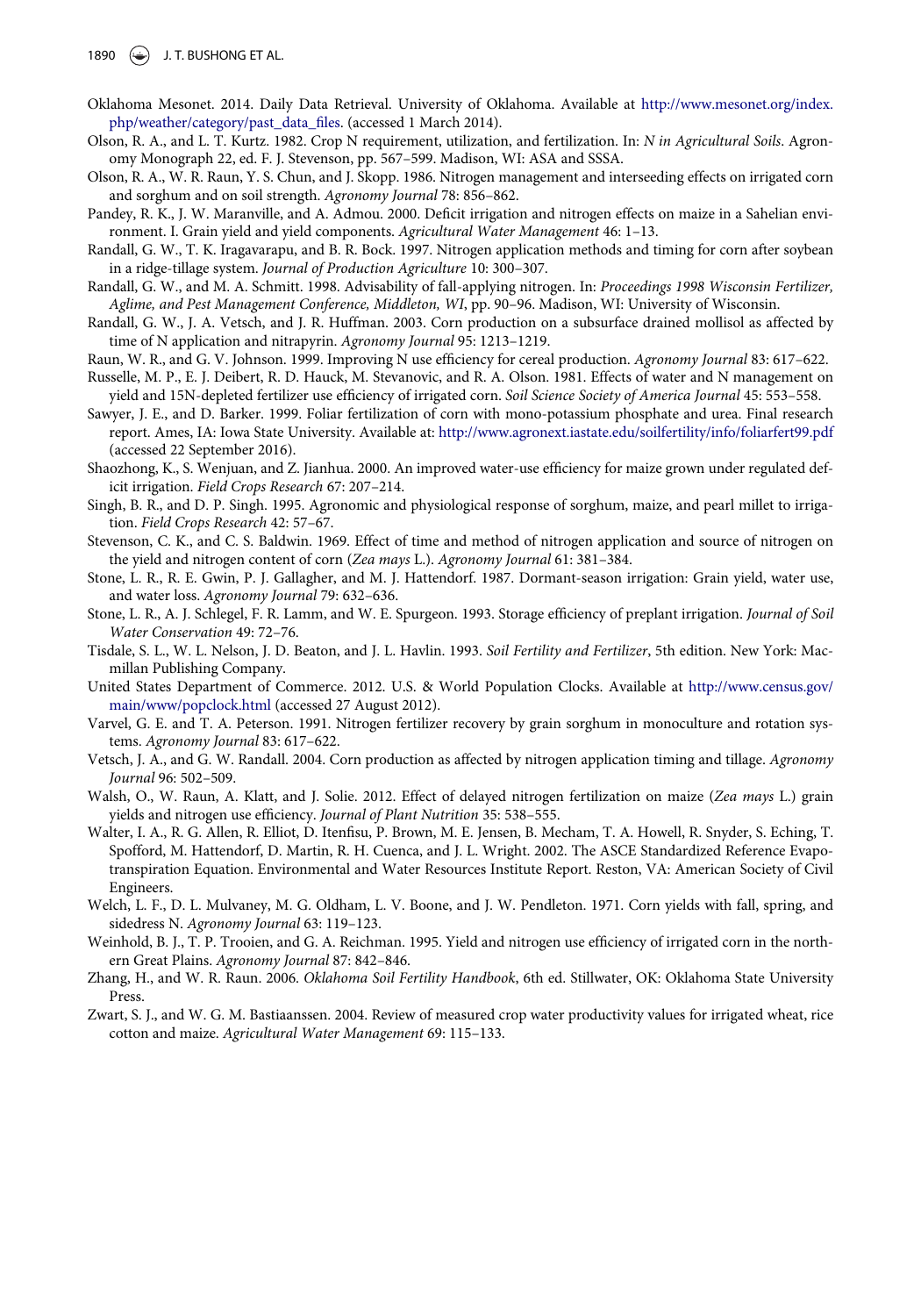Oklahoma Mesonet. 2014. Daily Data Retrieval. University of Oklahoma. Available at http://www.mesonet.org/index.php/weather/category/past_data_files. (accessed 1 March 2014).

Olson, R. A., and L. T. Kurtz. 1982. Crop N requirement, utilization, and fertilization. In: *N in Agricultural Soils*. Agronomy Monograph 22, ed. F. J. Stevenson, pp. 567–599. Madison, WI: ASA and SSSA.

Olson, R. A., W. R. Raun, Y. S. Chun, and J. Skopp. 1986. Nitrogen management and interseeding effects on irrigated corn and sorghum and on soil strength. *Agronomy Journal* 78: 856–862.

Pandey, R. K., J. W. Maranville, and A. Admou. 2000. Deficit irrigation and nitrogen effects on maize in a Sahelian environment. I. Grain yield and yield components. *Agricultural Water Management* 46: 1–13.

Randall, G. W., T. K. Iragavarapu, and B. R. Bock. 1997. Nitrogen application methods and timing for corn after soybean in a ridge-tillage system. *Journal of Production Agriculture* 10: 300–307.

Randall, G. W., and M. A. Schmitt. 1998. Advisability of fall-applying nitrogen. In: *Proceedings 1998 Wisconsin Fertilizer, Aglime, and Pest Management Conference, Middleton, WI*, pp. 90–96. Madison, WI: University of Wisconsin.

Randall, G. W., J. A. Vetsch, and J. R. Huffman. 2003. Corn production on a subsurface drained mollisol as affected by time of N application and nitrapyrin. *Agronomy Journal* 95: 1213–1219.

Raun, W. R., and G. V. Johnson. 1999. Improving N use efficiency for cereal production. *Agronomy Journal* 83: 617–622.

Russelle, M. P., E. J. Deibert, R. D. Hauck, M. Stevanovic, and R. A. Olson. 1981. Effects of water and N management on yield and 15N-depleted fertilizer use efficiency of irrigated corn. *Soil Science Society of America Journal* 45: 553–558.

Sawyer, J. E., and D. Barker. 1999. Foliar fertilization of corn with mono-potassium phosphate and urea. Final research report. Ames, IA: Iowa State University. Available at: http://www.agronext.iastate.edu/soilfertility/info/foliarfert99.pdf (accessed 22 September 2016).

Shaozhong, K., S. Wenjuan, and Z. Jianhua. 2000. An improved water-use efficiency for maize grown under regulated deficit irrigation. *Field Crops Research* 67: 207–214.

Singh, B. R., and D. P. Singh. 1995. Agronomic and physiological response of sorghum, maize, and pearl millet to irrigation. *Field Crops Research* 42: 57–67.

Stevenson, C. K., and C. S. Baldwin. 1969. Effect of time and method of nitrogen application and source of nitrogen on the yield and nitrogen content of corn (*Zea mays* L.). *Agronomy Journal* 61: 381–384.

Stone, L. R., R. E. Gwin, P. J. Gallagher, and M. J. Hattendorf. 1987. Dormant-season irrigation: Grain yield, water use, and water loss. *Agronomy Journal* 79: 632–636.

Stone, L. R., A. J. Schlegel, F. R. Lamm, and W. E. Spurgeon. 1993. Storage efficiency of preplant irrigation. *Journal of Soil Water Conservation* 49: 72–76.

Tisdale, S. L., W. L. Nelson, J. D. Beaton, and J. L. Havlin. 1993. *Soil Fertility and Fertilizer*, 5th edition. New York: Macmillan Publishing Company.

United States Department of Commerce. 2012. U.S. & World Population Clocks. Available at http://www.census.gov/main/www/popclock.html (accessed 27 August 2012).

Varvel, G. E. and T. A. Peterson. 1991. Nitrogen fertilizer recovery by grain sorghum in monoculture and rotation systems. *Agronomy Journal* 83: 617–622.

Vetsch, J. A., and G. W. Randall. 2004. Corn production as affected by nitrogen application timing and tillage. *Agronomy Journal* 96: 502–509.

Walsh, O., W. Raun, A. Klatt, and J. Solie. 2012. Effect of delayed nitrogen fertilization on maize (*Zea mays* L.) grain yields and nitrogen use efficiency. *Journal of Plant Nutrition* 35: 538–555.

Walter, I. A., R. G. Allen, R. Elliot, D. Itenfisu, P. Brown, M. E. Jensen, B. Mecham, T. A. Howell, R. Snyder, S. Eching, T. Spofford, M. Hattendorf, D. Martin, R. H. Cuenca, and J. L. Wright. 2002. The ASCE Standardized Reference Evapotranspiration Equation. Environmental and Water Resources Institute Report. Reston, VA: American Society of Civil Engineers.

Welch, L. F., D. L. Mulvaney, M. G. Oldham, L. V. Boone, and J. W. Pendleton. 1971. Corn yields with fall, spring, and sidedress N. *Agronomy Journal* 63: 119–123.

Weinhold, B. J., T. P. Trooien, and G. A. Reichman. 1995. Yield and nitrogen use efficiency of irrigated corn in the northern Great Plains. *Agronomy Journal* 87: 842–846.

Zhang, H., and W. R. Raun. 2006. *Oklahoma Soil Fertility Handbook*, 6th ed. Stillwater, OK: Oklahoma State University Press.

Zwart, S. J., and W. G. M. Bastiaanssen. 2004. Review of measured crop water productivity values for irrigated wheat, rice cotton and maize. *Agricultural Water Management* 69: 115–133.